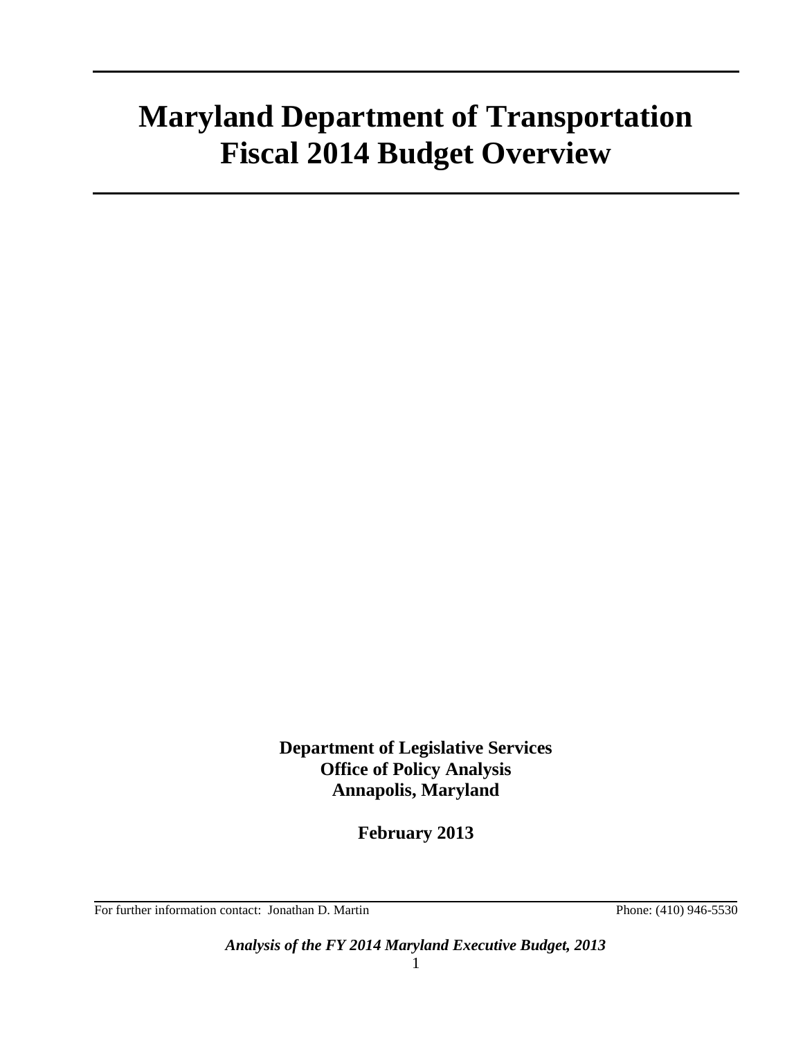# Maryland Department of Transportation Fiscal 2014 Budget Overview

**Department of Legislative Services**
**Office of Policy Analysis**
**Annapolis, Maryland**

**February 2013**

For further information contact: Jonathan D. Martin Phone: (410) 946-5530

***Analysis of the FY 2014 Maryland Executive Budget, 2013***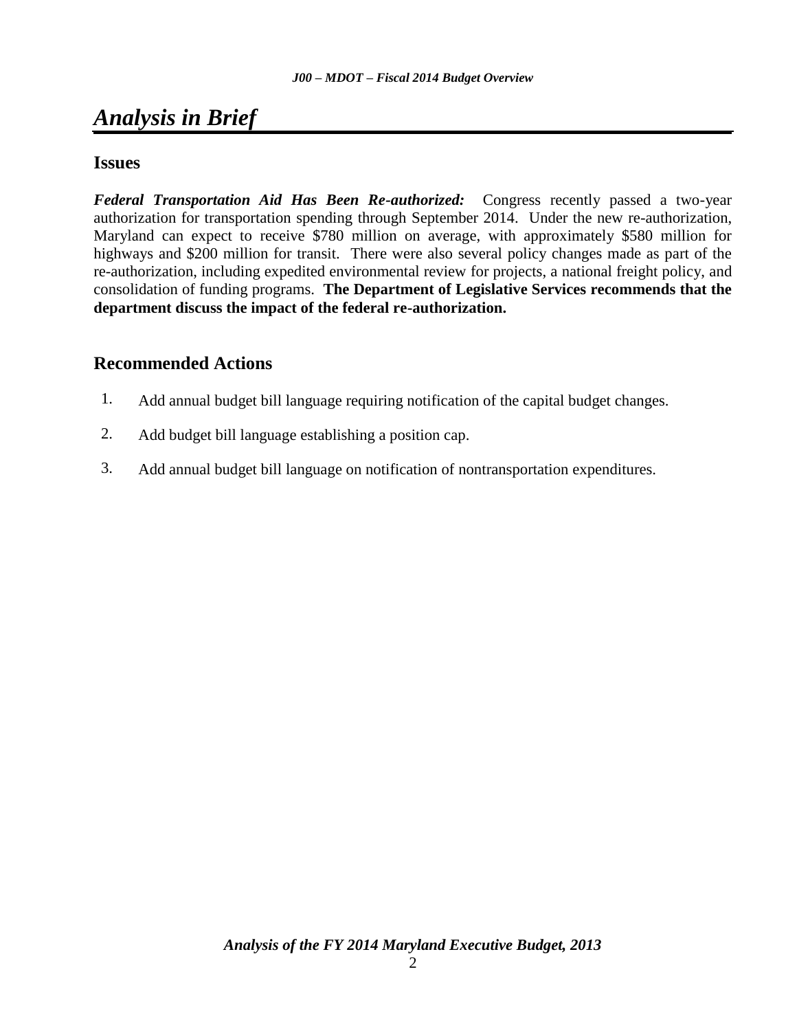# *Analysis in Brief*

## Issues

***Federal Transportation Aid Has Been Re-authorized:*** Congress recently passed a two-year authorization for transportation spending through September 2014. Under the new re-authorization, Maryland can expect to receive $780 million on average, with approximately $580 million for highways and $200 million for transit. There were also several policy changes made as part of the re-authorization, including expedited environmental review for projects, a national freight policy, and consolidation of funding programs. **The Department of Legislative Services recommends that the department discuss the impact of the federal re-authorization.**

## Recommended Actions

1. Add annual budget bill language requiring notification of the capital budget changes.
2. Add budget bill language establishing a position cap.
3. Add annual budget bill language on notification of nontransportation expenditures.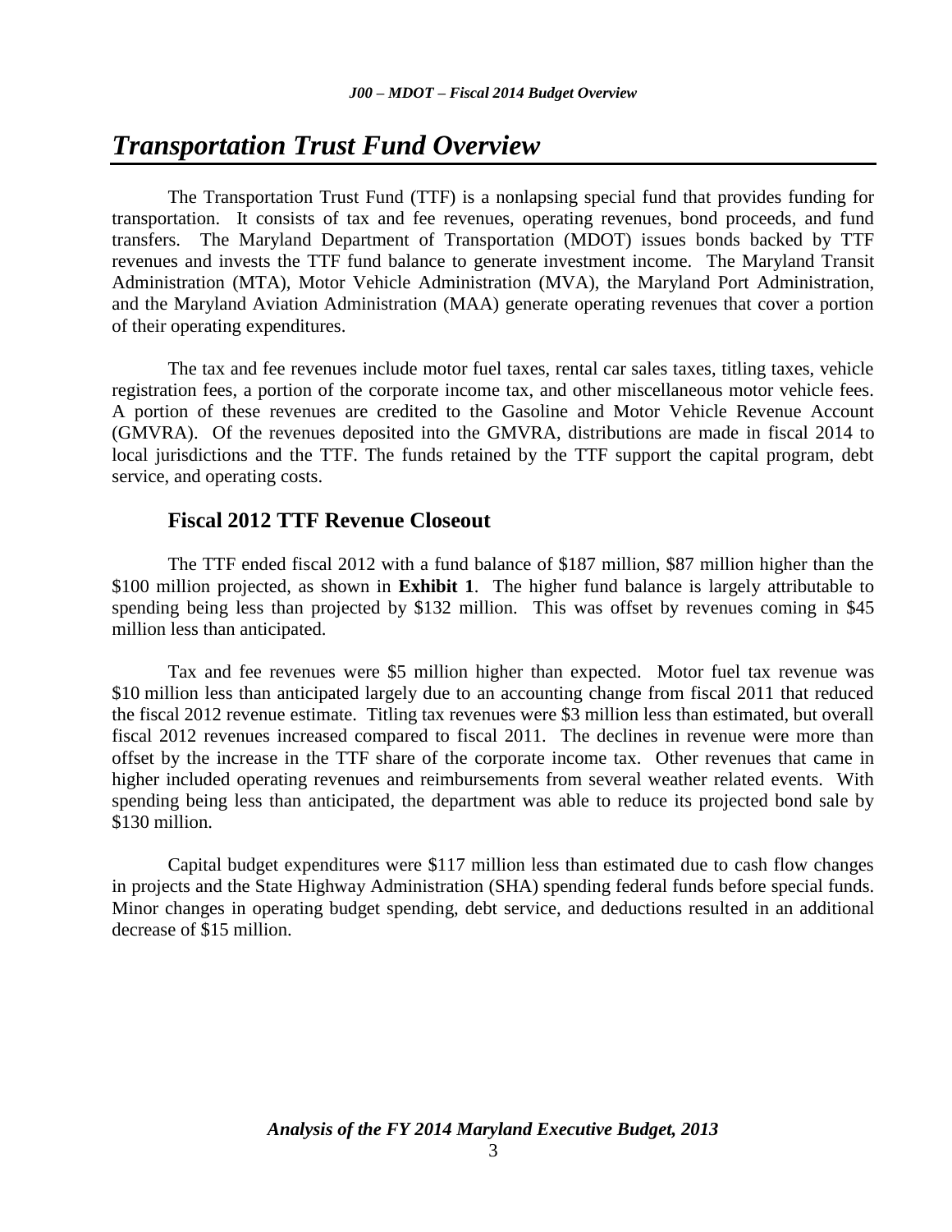# *Transportation Trust Fund Overview*

The Transportation Trust Fund (TTF) is a nonlapsing special fund that provides funding for transportation. It consists of tax and fee revenues, operating revenues, bond proceeds, and fund transfers. The Maryland Department of Transportation (MDOT) issues bonds backed by TTF revenues and invests the TTF fund balance to generate investment income. The Maryland Transit Administration (MTA), Motor Vehicle Administration (MVA), the Maryland Port Administration, and the Maryland Aviation Administration (MAA) generate operating revenues that cover a portion of their operating expenditures.

The tax and fee revenues include motor fuel taxes, rental car sales taxes, titling taxes, vehicle registration fees, a portion of the corporate income tax, and other miscellaneous motor vehicle fees. A portion of these revenues are credited to the Gasoline and Motor Vehicle Revenue Account (GMVRA). Of the revenues deposited into the GMVRA, distributions are made in fiscal 2014 to local jurisdictions and the TTF. The funds retained by the TTF support the capital program, debt service, and operating costs.

## Fiscal 2012 TTF Revenue Closeout

The TTF ended fiscal 2012 with a fund balance of $187 million, $87 million higher than the $100 million projected, as shown in **Exhibit 1**. The higher fund balance is largely attributable to spending being less than projected by $132 million. This was offset by revenues coming in $45 million less than anticipated.

Tax and fee revenues were $5 million higher than expected. Motor fuel tax revenue was $10 million less than anticipated largely due to an accounting change from fiscal 2011 that reduced the fiscal 2012 revenue estimate. Titling tax revenues were $3 million less than estimated, but overall fiscal 2012 revenues increased compared to fiscal 2011. The declines in revenue were more than offset by the increase in the TTF share of the corporate income tax. Other revenues that came in higher included operating revenues and reimbursements from several weather related events. With spending being less than anticipated, the department was able to reduce its projected bond sale by $130 million.

Capital budget expenditures were $117 million less than estimated due to cash flow changes in projects and the State Highway Administration (SHA) spending federal funds before special funds. Minor changes in operating budget spending, debt service, and deductions resulted in an additional decrease of $15 million.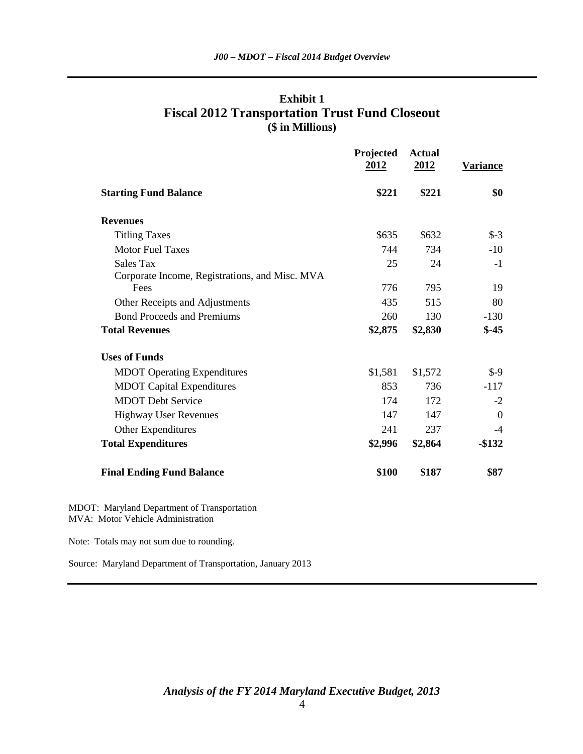**Exhibit 1**
**Fiscal 2012 Transportation Trust Fund Closeout**
**($ in Millions)**

| | Projected 2012 | Actual 2012 | Variance |
|---|---|---|---|
| **Starting Fund Balance** | **$221** | **$221** | **$0** |
| **Revenues** | | | |
| Titling Taxes | $635 | $632 | $-3 |
| Motor Fuel Taxes | 744 | 734 | -10 |
| Sales Tax | 25 | 24 | -1 |
| Corporate Income, Registrations, and Misc. MVA Fees | 776 | 795 | 19 |
| Other Receipts and Adjustments | 435 | 515 | 80 |
| Bond Proceeds and Premiums | 260 | 130 | -130 |
| **Total Revenues** | **$2,875** | **$2,830** | **$-45** |
| **Uses of Funds** | | | |
| MDOT Operating Expenditures | $1,581 | $1,572 | $-9 |
| MDOT Capital Expenditures | 853 | 736 | -117 |
| MDOT Debt Service | 174 | 172 | -2 |
| Highway User Revenues | 147 | 147 | 0 |
| Other Expenditures | 241 | 237 | -4 |
| **Total Expenditures** | **$2,996** | **$2,864** | **-$132** |
| **Final Ending Fund Balance** | **$100** | **$187** | **$87** |

MDOT: Maryland Department of Transportation
MVA: Motor Vehicle Administration

Note: Totals may not sum due to rounding.

Source: Maryland Department of Transportation, January 2013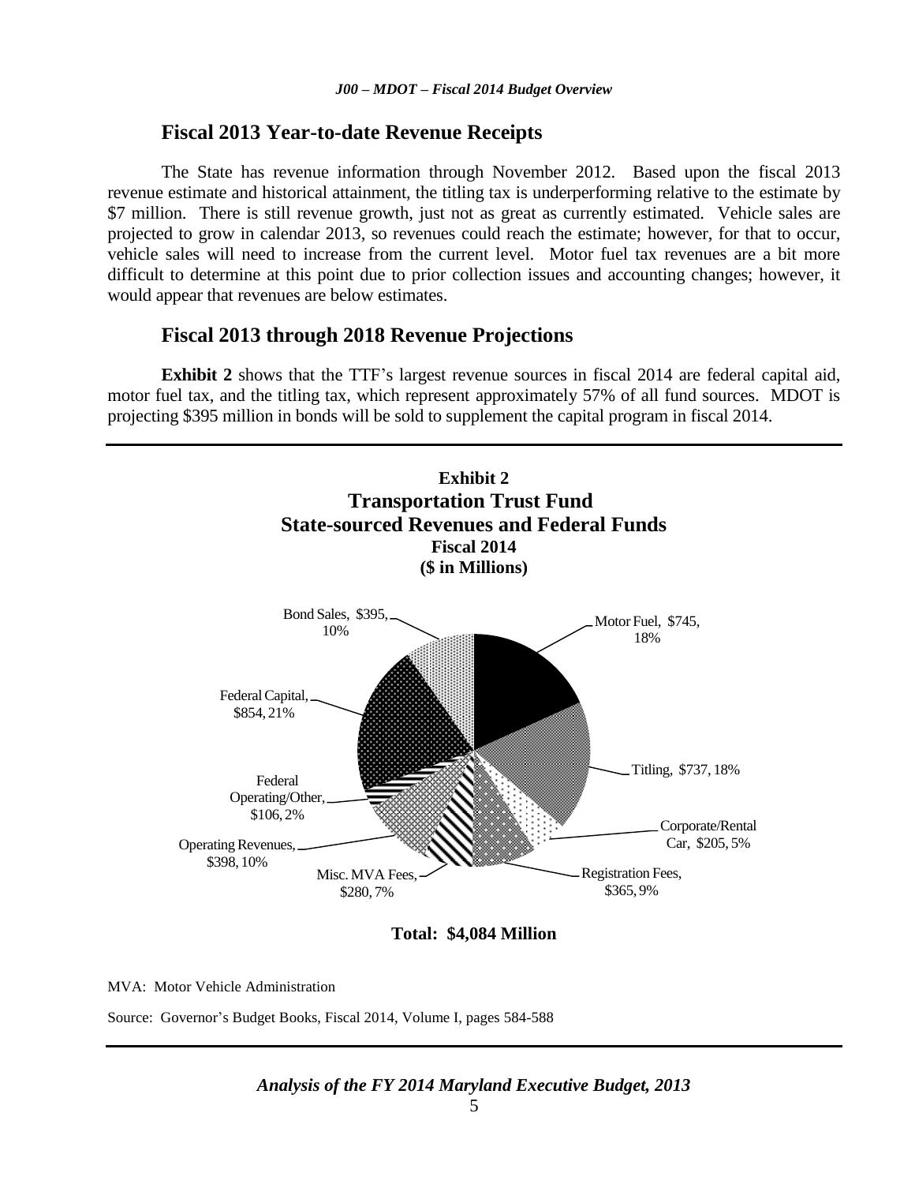## Fiscal 2013 Year-to-date Revenue Receipts

The State has revenue information through November 2012. Based upon the fiscal 2013 revenue estimate and historical attainment, the titling tax is underperforming relative to the estimate by $7 million. There is still revenue growth, just not as great as currently estimated. Vehicle sales are projected to grow in calendar 2013, so revenues could reach the estimate; however, for that to occur, vehicle sales will need to increase from the current level. Motor fuel tax revenues are a bit more difficult to determine at this point due to prior collection issues and accounting changes; however, it would appear that revenues are below estimates.

## Fiscal 2013 through 2018 Revenue Projections

**Exhibit 2** shows that the TTF's largest revenue sources in fiscal 2014 are federal capital aid, motor fuel tax, and the titling tax, which represent approximately 57% of all fund sources. MDOT is projecting $395 million in bonds will be sold to supplement the capital program in fiscal 2014.

**Exhibit 2**
**Transportation Trust Fund**
**State-sourced Revenues and Federal Funds**
**Fiscal 2014**
**($ in Millions)**

| Source | Amount | Percent |
| --- | --- | --- |
| Motor Fuel | $745 | 18% |
| Titling | $737 | 18% |
| Corporate/Rental Car | $205 | 5% |
| Registration Fees | $365 | 9% |
| Misc. MVA Fees | $280 | 7% |
| Operating Revenues | $398 | 10% |
| Federal Operating/Other | $106 | 2% |
| Federal Capital | $854 | 21% |
| Bond Sales | $395 | 10% |

**Total: $4,084 Million**

MVA: Motor Vehicle Administration

Source: Governor's Budget Books, Fiscal 2014, Volume I, pages 584-588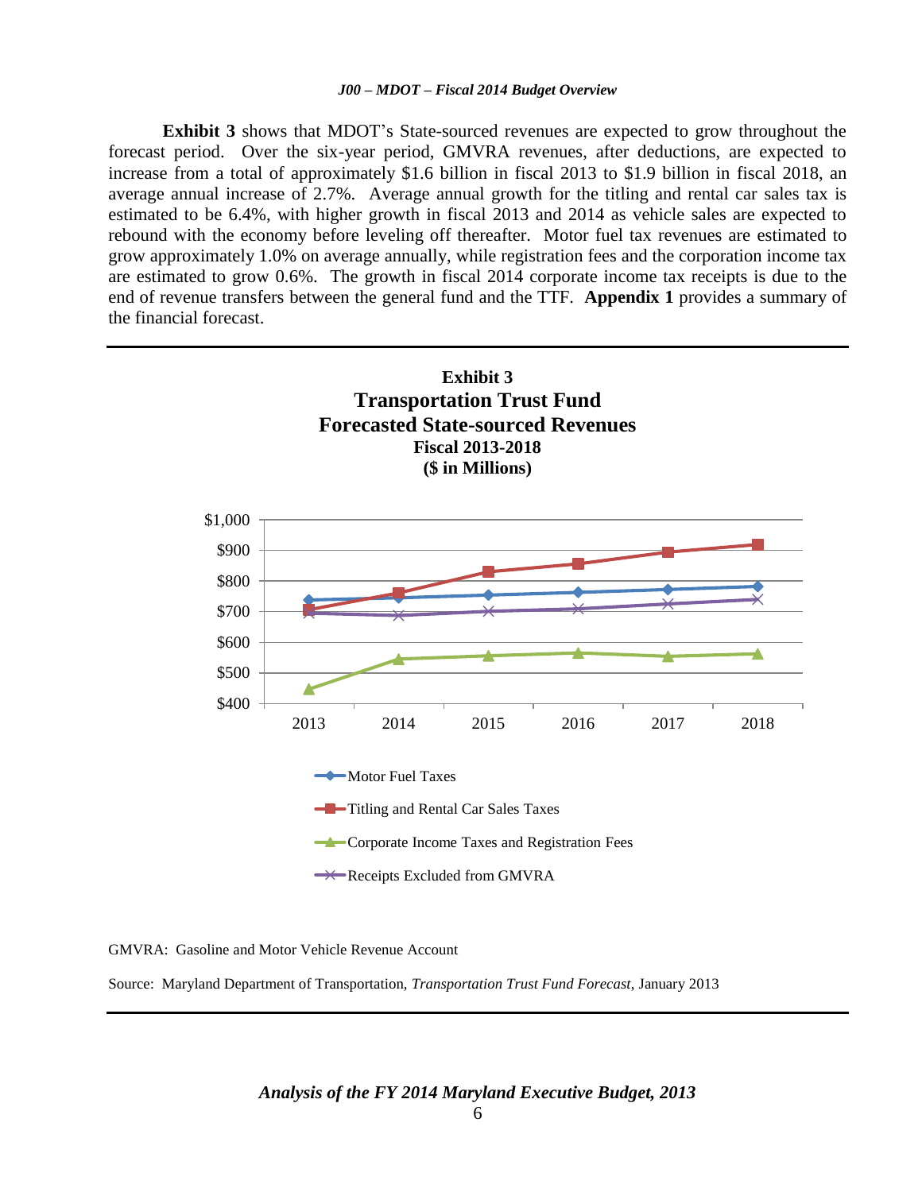**Exhibit 3** shows that MDOT's State-sourced revenues are expected to grow throughout the forecast period. Over the six-year period, GMVRA revenues, after deductions, are expected to increase from a total of approximately $1.6 billion in fiscal 2013 to $1.9 billion in fiscal 2018, an average annual increase of 2.7%. Average annual growth for the titling and rental car sales tax is estimated to be 6.4%, with higher growth in fiscal 2013 and 2014 as vehicle sales are expected to rebound with the economy before leveling off thereafter. Motor fuel tax revenues are estimated to grow approximately 1.0% on average annually, while registration fees and the corporation income tax are estimated to grow 0.6%. The growth in fiscal 2014 corporate income tax receipts is due to the end of revenue transfers between the general fund and the TTF. **Appendix 1** provides a summary of the financial forecast.

**Exhibit 3**
**Transportation Trust Fund**
**Forecasted State-sourced Revenues**
**Fiscal 2013-2018**
**($ in Millions)**

Legend: Motor Fuel Taxes; Titling and Rental Car Sales Taxes; Corporate Income Taxes and Registration Fees; Receipts Excluded from GMVRA

GMVRA: Gasoline and Motor Vehicle Revenue Account

Source: Maryland Department of Transportation, *Transportation Trust Fund Forecast*, January 2013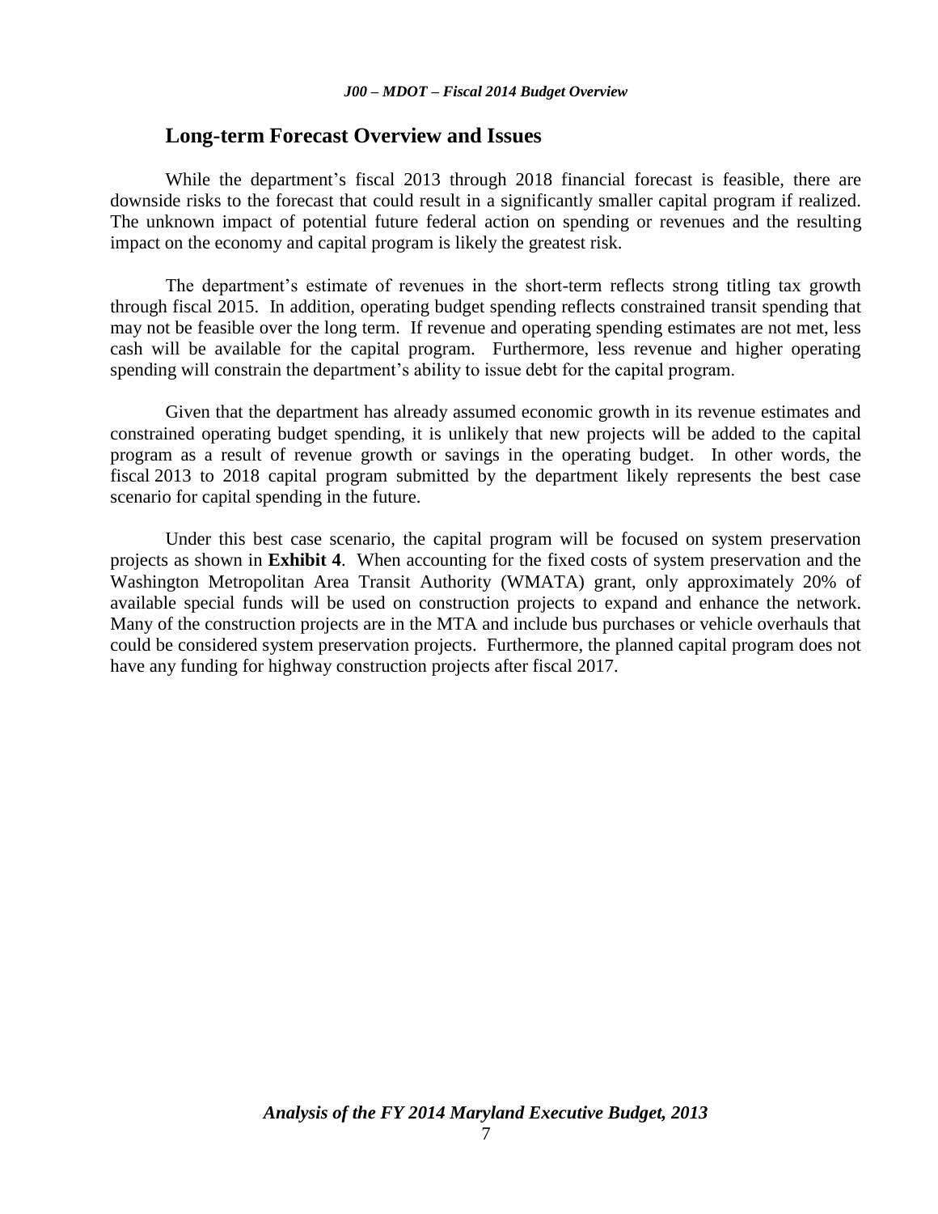## Long-term Forecast Overview and Issues

While the department's fiscal 2013 through 2018 financial forecast is feasible, there are downside risks to the forecast that could result in a significantly smaller capital program if realized. The unknown impact of potential future federal action on spending or revenues and the resulting impact on the economy and capital program is likely the greatest risk.

The department's estimate of revenues in the short-term reflects strong titling tax growth through fiscal 2015. In addition, operating budget spending reflects constrained transit spending that may not be feasible over the long term. If revenue and operating spending estimates are not met, less cash will be available for the capital program. Furthermore, less revenue and higher operating spending will constrain the department's ability to issue debt for the capital program.

Given that the department has already assumed economic growth in its revenue estimates and constrained operating budget spending, it is unlikely that new projects will be added to the capital program as a result of revenue growth or savings in the operating budget. In other words, the fiscal 2013 to 2018 capital program submitted by the department likely represents the best case scenario for capital spending in the future.

Under this best case scenario, the capital program will be focused on system preservation projects as shown in **Exhibit 4**. When accounting for the fixed costs of system preservation and the Washington Metropolitan Area Transit Authority (WMATA) grant, only approximately 20% of available special funds will be used on construction projects to expand and enhance the network. Many of the construction projects are in the MTA and include bus purchases or vehicle overhauls that could be considered system preservation projects. Furthermore, the planned capital program does not have any funding for highway construction projects after fiscal 2017.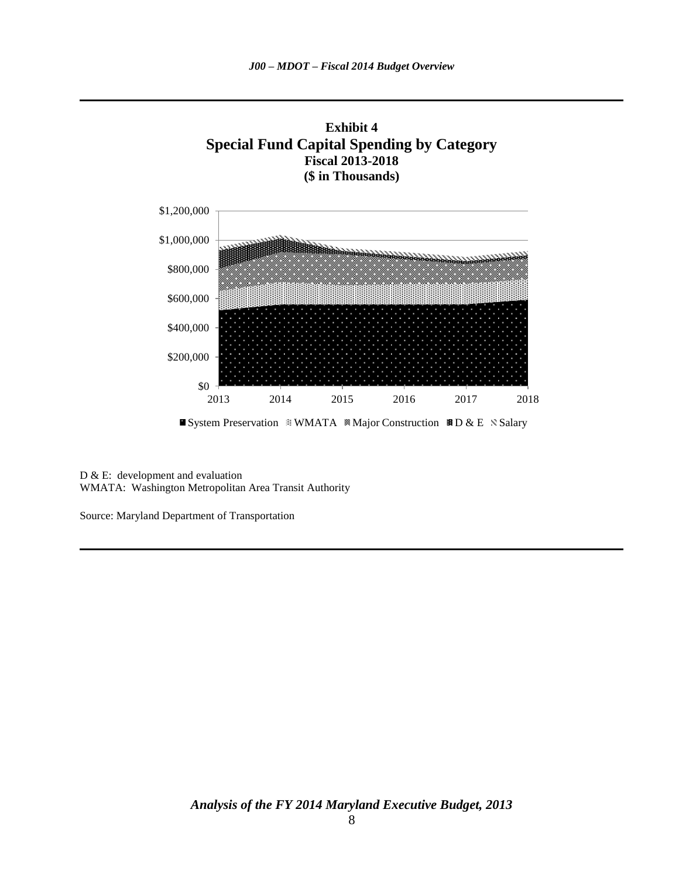**Exhibit 4**
**Special Fund Capital Spending by Category**
**Fiscal 2013-2018**
**($ in Thousands)**

D & E: development and evaluation
WMATA: Washington Metropolitan Area Transit Authority

Source: Maryland Department of Transportation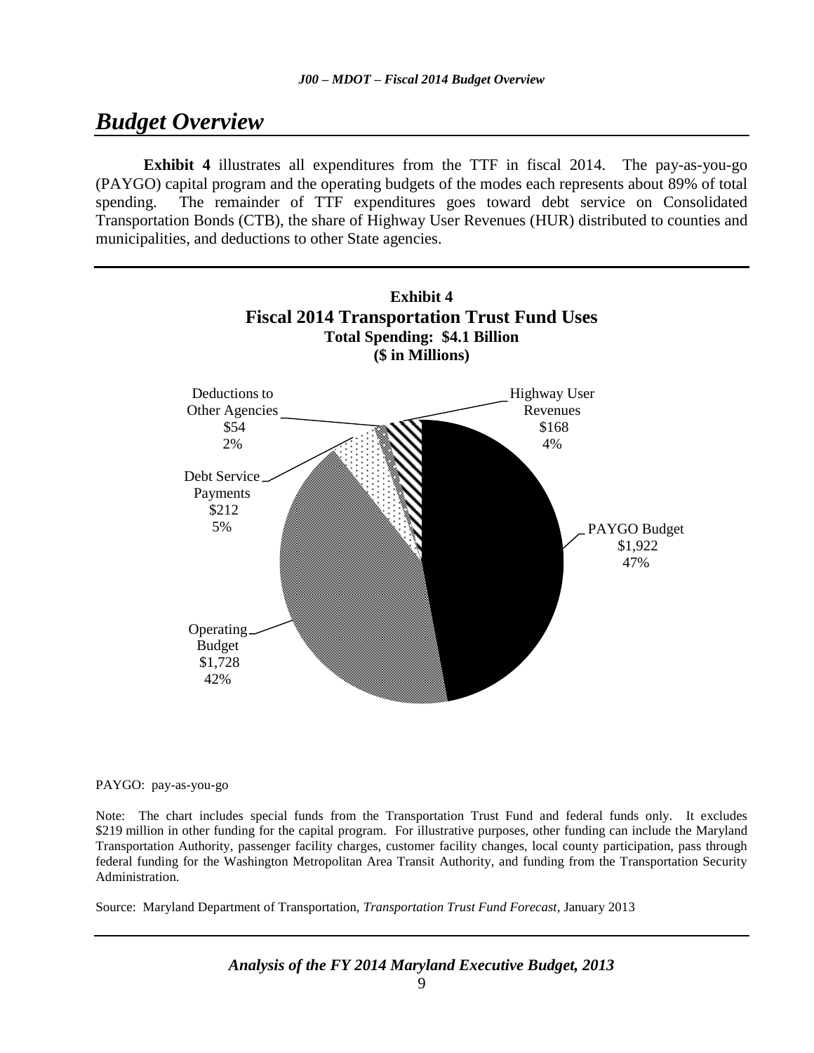## *Budget Overview*

**Exhibit 4** illustrates all expenditures from the TTF in fiscal 2014. The pay-as-you-go (PAYGO) capital program and the operating budgets of the modes each represents about 89% of total spending. The remainder of TTF expenditures goes toward debt service on Consolidated Transportation Bonds (CTB), the share of Highway User Revenues (HUR) distributed to counties and municipalities, and deductions to other State agencies.

**Exhibit 4**
**Fiscal 2014 Transportation Trust Fund Uses**
**Total Spending: $4.1 Billion**
**($ in Millions)**

| Category | Amount | Share |
|---|---|---|
| PAYGO Budget | $1,922 | 47% |
| Operating Budget | $1,728 | 42% |
| Debt Service Payments | $212 | 5% |
| Highway User Revenues | $168 | 4% |
| Deductions to Other Agencies | $54 | 2% |

PAYGO: pay-as-you-go

Note: The chart includes special funds from the Transportation Trust Fund and federal funds only. It excludes $219 million in other funding for the capital program. For illustrative purposes, other funding can include the Maryland Transportation Authority, passenger facility charges, customer facility changes, local county participation, pass through federal funding for the Washington Metropolitan Area Transit Authority, and funding from the Transportation Security Administration.

Source: Maryland Department of Transportation, *Transportation Trust Fund Forecast*, January 2013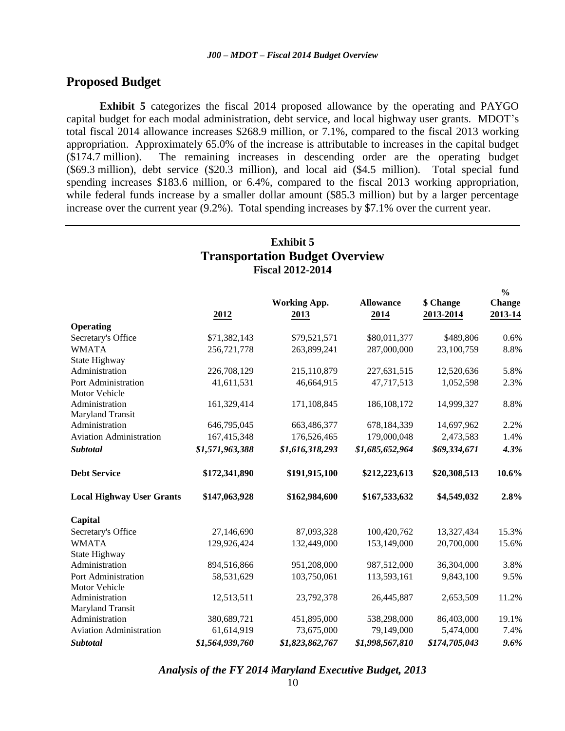## Proposed Budget

**Exhibit 5** categorizes the fiscal 2014 proposed allowance by the operating and PAYGO capital budget for each modal administration, debt service, and local highway user grants. MDOT's total fiscal 2014 allowance increases $268.9 million, or 7.1%, compared to the fiscal 2013 working appropriation. Approximately 65.0% of the increase is attributable to increases in the capital budget ($174.7 million). The remaining increases in descending order are the operating budget ($69.3 million), debt service ($20.3 million), and local aid ($4.5 million). Total special fund spending increases $183.6 million, or 6.4%, compared to the fiscal 2013 working appropriation, while federal funds increase by a smaller dollar amount ($85.3 million) but by a larger percentage increase over the current year (9.2%). Total spending increases by $7.1% over the current year.

**Exhibit 5**
**Transportation Budget Overview**
**Fiscal 2012-2014**

| | 2012 | Working App. 2013 | Allowance 2014 | $ Change 2013-2014 | % Change 2013-14 |
|---|---|---|---|---|---|
| **Operating** | | | | | |
| Secretary's Office | $71,382,143 | $79,521,571 | $80,011,377 | $489,806 | 0.6% |
| WMATA | 256,721,778 | 263,899,241 | 287,000,000 | 23,100,759 | 8.8% |
| State Highway Administration | 226,708,129 | 215,110,879 | 227,631,515 | 12,520,636 | 5.8% |
| Port Administration | 41,611,531 | 46,664,915 | 47,717,513 | 1,052,598 | 2.3% |
| Motor Vehicle Administration | 161,329,414 | 171,108,845 | 186,108,172 | 14,999,327 | 8.8% |
| Maryland Transit Administration | 646,795,045 | 663,486,377 | 678,184,339 | 14,697,962 | 2.2% |
| Aviation Administration | 167,415,348 | 176,526,465 | 179,000,048 | 2,473,583 | 1.4% |
| ***Subtotal*** | ***$1,571,963,388*** | ***$1,616,318,293*** | ***$1,685,652,964*** | ***$69,334,671*** | ***4.3%*** |
| **Debt Service** | **$172,341,890** | **$191,915,100** | **$212,223,613** | **$20,308,513** | **10.6%** |
| **Local Highway User Grants** | **$147,063,928** | **$162,984,600** | **$167,533,632** | **$4,549,032** | **2.8%** |
| **Capital** | | | | | |
| Secretary's Office | 27,146,690 | 87,093,328 | 100,420,762 | 13,327,434 | 15.3% |
| WMATA | 129,926,424 | 132,449,000 | 153,149,000 | 20,700,000 | 15.6% |
| State Highway Administration | 894,516,866 | 951,208,000 | 987,512,000 | 36,304,000 | 3.8% |
| Port Administration | 58,531,629 | 103,750,061 | 113,593,161 | 9,843,100 | 9.5% |
| Motor Vehicle Administration | 12,513,511 | 23,792,378 | 26,445,887 | 2,653,509 | 11.2% |
| Maryland Transit Administration | 380,689,721 | 451,895,000 | 538,298,000 | 86,403,000 | 19.1% |
| Aviation Administration | 61,614,919 | 73,675,000 | 79,149,000 | 5,474,000 | 7.4% |
| ***Subtotal*** | ***$1,564,939,760*** | ***$1,823,862,767*** | ***$1,998,567,810*** | ***$174,705,043*** | ***9.6%*** |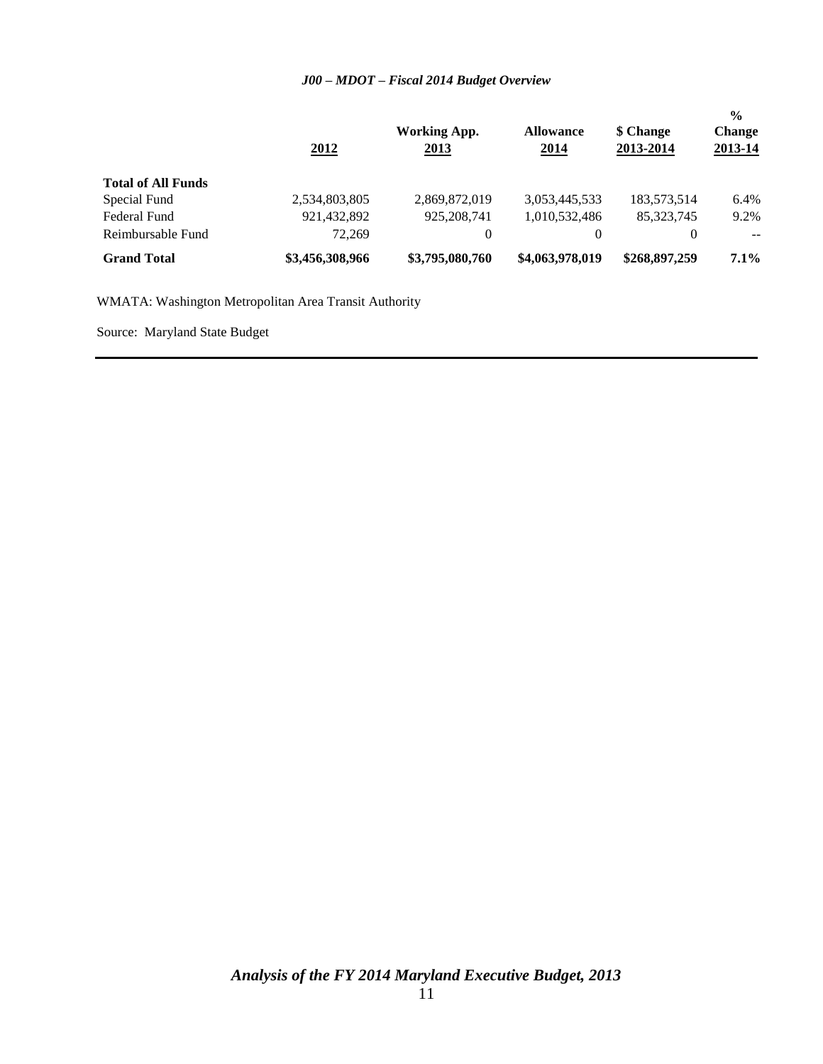*J00 – MDOT – Fiscal 2014 Budget Overview*

| | 2012 | Working App. 2013 | Allowance 2014 | $ Change 2013-2014 | % Change 2013-14 |
|---|---|---|---|---|---|
| **Total of All Funds** | | | | | |
| Special Fund | 2,534,803,805 | 2,869,872,019 | 3,053,445,533 | 183,573,514 | 6.4% |
| Federal Fund | 921,432,892 | 925,208,741 | 1,010,532,486 | 85,323,745 | 9.2% |
| Reimbursable Fund | 72,269 | 0 | 0 | 0 | -- |
| **Grand Total** | **$3,456,308,966** | **$3,795,080,760** | **$4,063,978,019** | **$268,897,259** | **7.1%** |

WMATA: Washington Metropolitan Area Transit Authority

Source: Maryland State Budget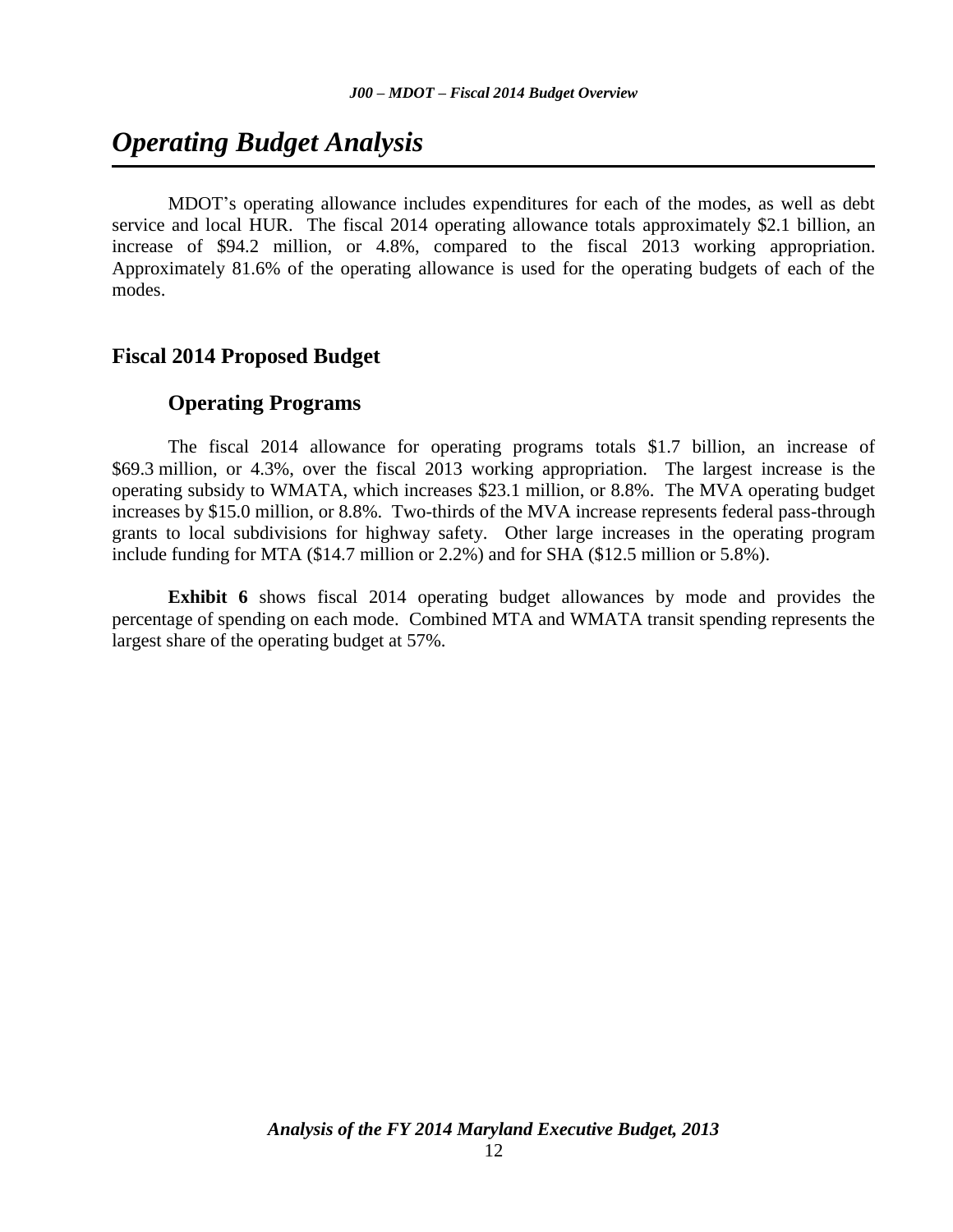# *Operating Budget Analysis*

MDOT's operating allowance includes expenditures for each of the modes, as well as debt service and local HUR. The fiscal 2014 operating allowance totals approximately $2.1 billion, an increase of $94.2 million, or 4.8%, compared to the fiscal 2013 working appropriation. Approximately 81.6% of the operating allowance is used for the operating budgets of each of the modes.

## Fiscal 2014 Proposed Budget

### Operating Programs

The fiscal 2014 allowance for operating programs totals $1.7 billion, an increase of $69.3 million, or 4.3%, over the fiscal 2013 working appropriation. The largest increase is the operating subsidy to WMATA, which increases $23.1 million, or 8.8%. The MVA operating budget increases by $15.0 million, or 8.8%. Two-thirds of the MVA increase represents federal pass-through grants to local subdivisions for highway safety. Other large increases in the operating program include funding for MTA ($14.7 million or 2.2%) and for SHA ($12.5 million or 5.8%).

**Exhibit 6** shows fiscal 2014 operating budget allowances by mode and provides the percentage of spending on each mode. Combined MTA and WMATA transit spending represents the largest share of the operating budget at 57%.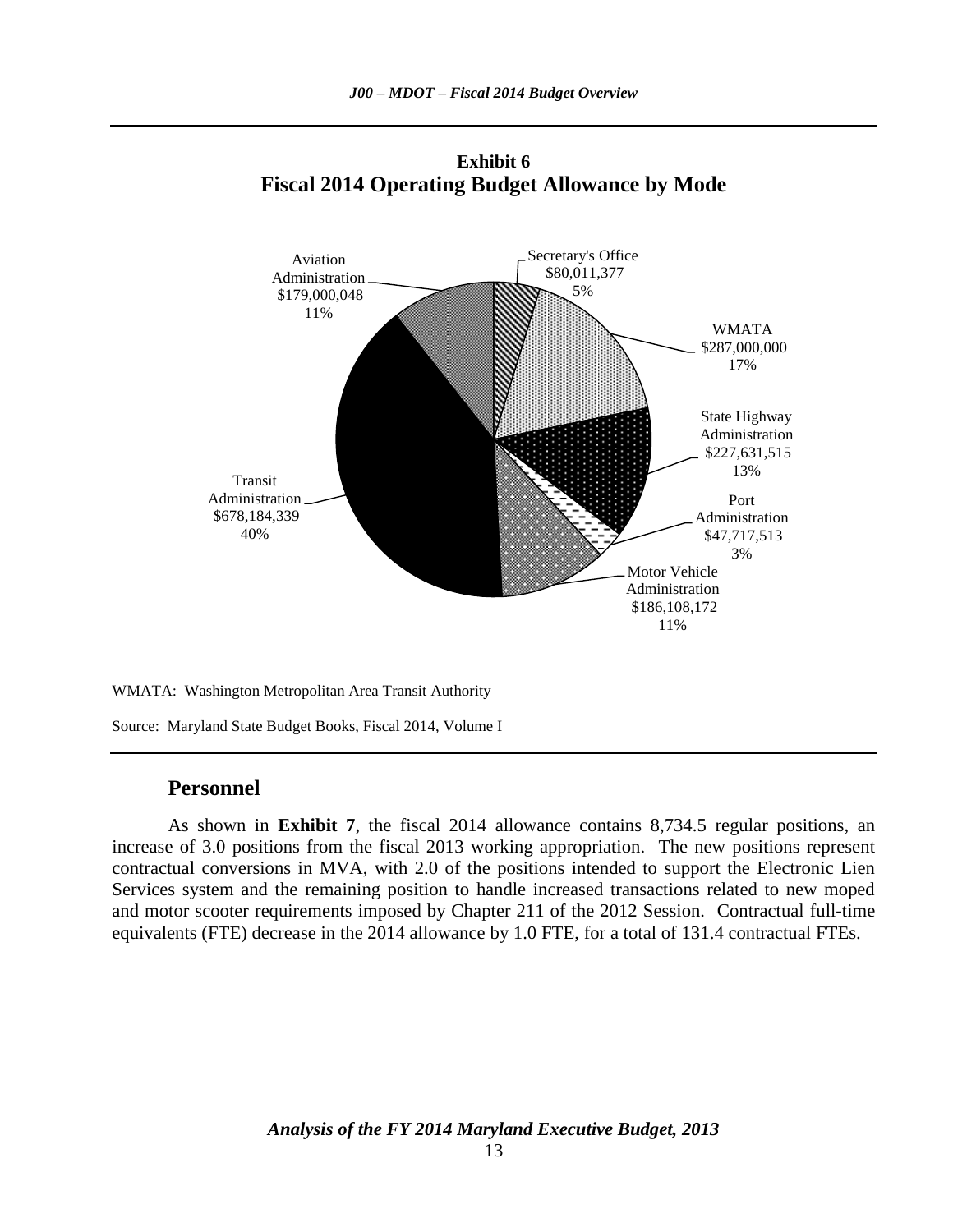**Exhibit 6**
**Fiscal 2014 Operating Budget Allowance by Mode**

| Mode | Amount | Percent |
| --- | --- | --- |
| Secretary's Office | $80,011,377 | 5% |
| WMATA | $287,000,000 | 17% |
| State Highway Administration | $227,631,515 | 13% |
| Port Administration | $47,717,513 | 3% |
| Motor Vehicle Administration | $186,108,172 | 11% |
| Transit Administration | $678,184,339 | 40% |
| Aviation Administration | $179,000,048 | 11% |

WMATA: Washington Metropolitan Area Transit Authority

Source: Maryland State Budget Books, Fiscal 2014, Volume I

## Personnel

As shown in **Exhibit 7**, the fiscal 2014 allowance contains 8,734.5 regular positions, an increase of 3.0 positions from the fiscal 2013 working appropriation. The new positions represent contractual conversions in MVA, with 2.0 of the positions intended to support the Electronic Lien Services system and the remaining position to handle increased transactions related to new moped and motor scooter requirements imposed by Chapter 211 of the 2012 Session. Contractual full-time equivalents (FTE) decrease in the 2014 allowance by 1.0 FTE, for a total of 131.4 contractual FTEs.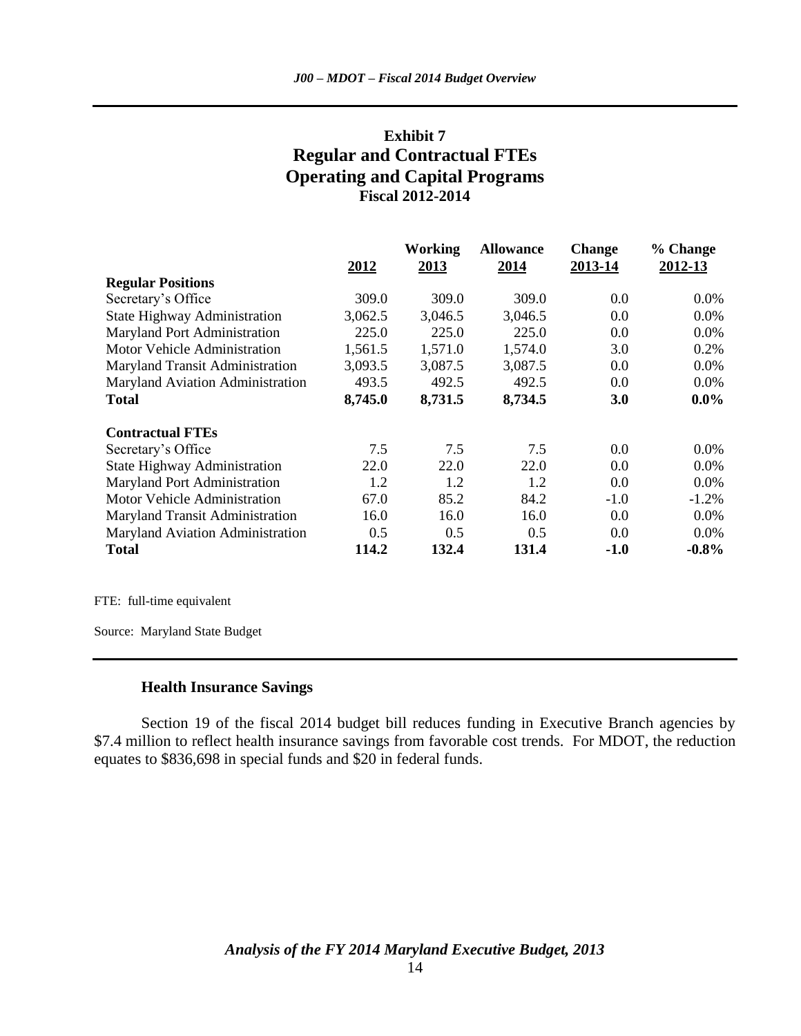## Exhibit 7
## Regular and Contractual FTEs
## Operating and Capital Programs
### Fiscal 2012-2014

| | 2012 | Working 2013 | Allowance 2014 | Change 2013-14 | % Change 2012-13 |
|---|---|---|---|---|---|
| **Regular Positions** | | | | | |
| Secretary's Office | 309.0 | 309.0 | 309.0 | 0.0 | 0.0% |
| State Highway Administration | 3,062.5 | 3,046.5 | 3,046.5 | 0.0 | 0.0% |
| Maryland Port Administration | 225.0 | 225.0 | 225.0 | 0.0 | 0.0% |
| Motor Vehicle Administration | 1,561.5 | 1,571.0 | 1,574.0 | 3.0 | 0.2% |
| Maryland Transit Administration | 3,093.5 | 3,087.5 | 3,087.5 | 0.0 | 0.0% |
| Maryland Aviation Administration | 493.5 | 492.5 | 492.5 | 0.0 | 0.0% |
| **Total** | **8,745.0** | **8,731.5** | **8,734.5** | **3.0** | **0.0%** |
| **Contractual FTEs** | | | | | |
| Secretary's Office | 7.5 | 7.5 | 7.5 | 0.0 | 0.0% |
| State Highway Administration | 22.0 | 22.0 | 22.0 | 0.0 | 0.0% |
| Maryland Port Administration | 1.2 | 1.2 | 1.2 | 0.0 | 0.0% |
| Motor Vehicle Administration | 67.0 | 85.2 | 84.2 | -1.0 | -1.2% |
| Maryland Transit Administration | 16.0 | 16.0 | 16.0 | 0.0 | 0.0% |
| Maryland Aviation Administration | 0.5 | 0.5 | 0.5 | 0.0 | 0.0% |
| **Total** | **114.2** | **132.4** | **131.4** | **-1.0** | **-0.8%** |

FTE: full-time equivalent

Source: Maryland State Budget

### Health Insurance Savings

Section 19 of the fiscal 2014 budget bill reduces funding in Executive Branch agencies by $7.4 million to reflect health insurance savings from favorable cost trends. For MDOT, the reduction equates to $836,698 in special funds and $20 in federal funds.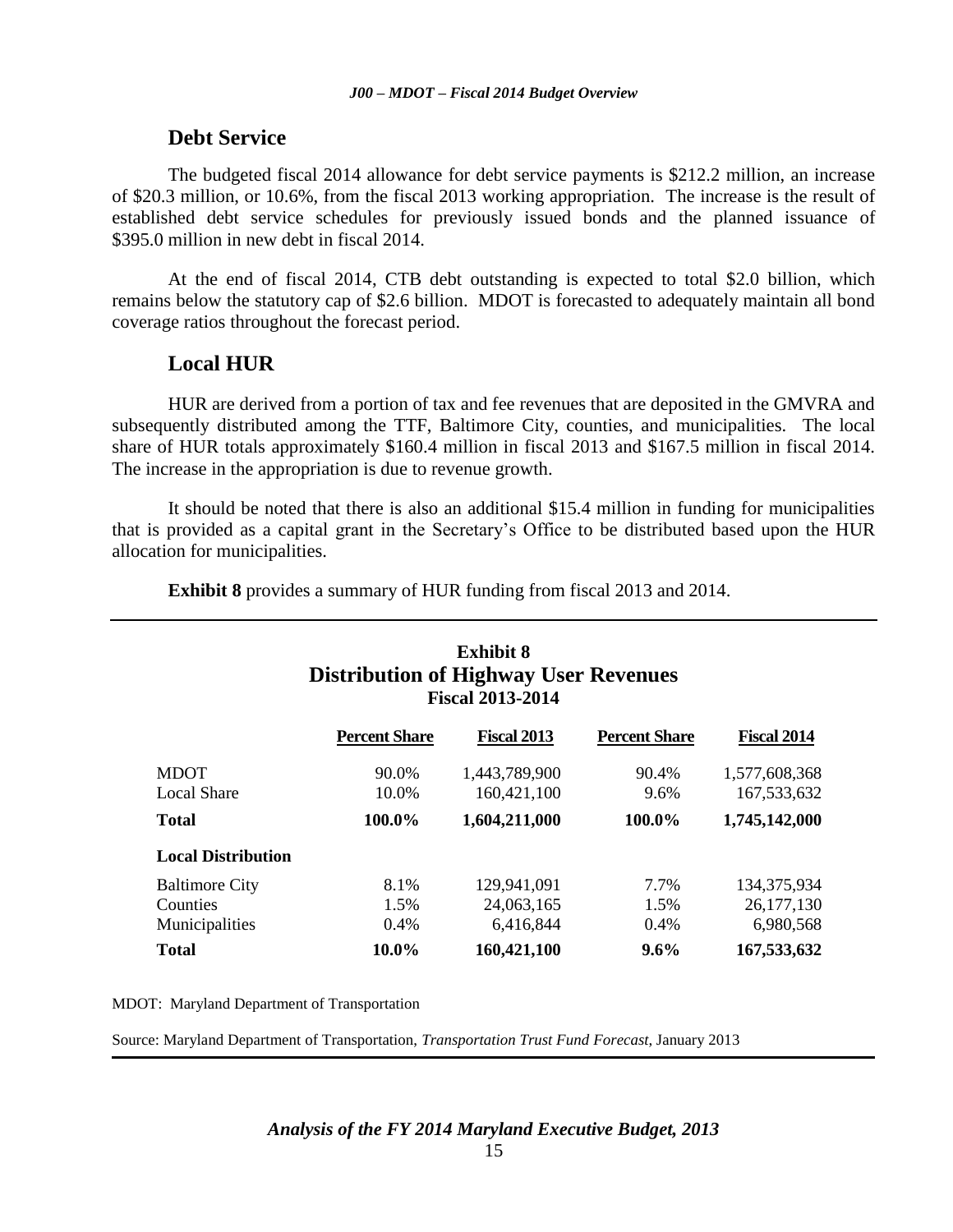## Debt Service

The budgeted fiscal 2014 allowance for debt service payments is $212.2 million, an increase of $20.3 million, or 10.6%, from the fiscal 2013 working appropriation. The increase is the result of established debt service schedules for previously issued bonds and the planned issuance of $395.0 million in new debt in fiscal 2014.

At the end of fiscal 2014, CTB debt outstanding is expected to total $2.0 billion, which remains below the statutory cap of $2.6 billion. MDOT is forecasted to adequately maintain all bond coverage ratios throughout the forecast period.

## Local HUR

HUR are derived from a portion of tax and fee revenues that are deposited in the GMVRA and subsequently distributed among the TTF, Baltimore City, counties, and municipalities. The local share of HUR totals approximately $160.4 million in fiscal 2013 and $167.5 million in fiscal 2014. The increase in the appropriation is due to revenue growth.

It should be noted that there is also an additional $15.4 million in funding for municipalities that is provided as a capital grant in the Secretary's Office to be distributed based upon the HUR allocation for municipalities.

**Exhibit 8** provides a summary of HUR funding from fiscal 2013 and 2014.

**Exhibit 8**
**Distribution of Highway User Revenues**
**Fiscal 2013-2014**

| | Percent Share | Fiscal 2013 | Percent Share | Fiscal 2014 |
|---|---|---|---|---|
| MDOT | 90.0% | 1,443,789,900 | 90.4% | 1,577,608,368 |
| Local Share | 10.0% | 160,421,100 | 9.6% | 167,533,632 |
| **Total** | **100.0%** | **1,604,211,000** | **100.0%** | **1,745,142,000** |
| **Local Distribution** | | | | |
| Baltimore City | 8.1% | 129,941,091 | 7.7% | 134,375,934 |
| Counties | 1.5% | 24,063,165 | 1.5% | 26,177,130 |
| Municipalities | 0.4% | 6,416,844 | 0.4% | 6,980,568 |
| **Total** | **10.0%** | **160,421,100** | **9.6%** | **167,533,632** |

MDOT: Maryland Department of Transportation

Source: Maryland Department of Transportation, *Transportation Trust Fund Forecast*, January 2013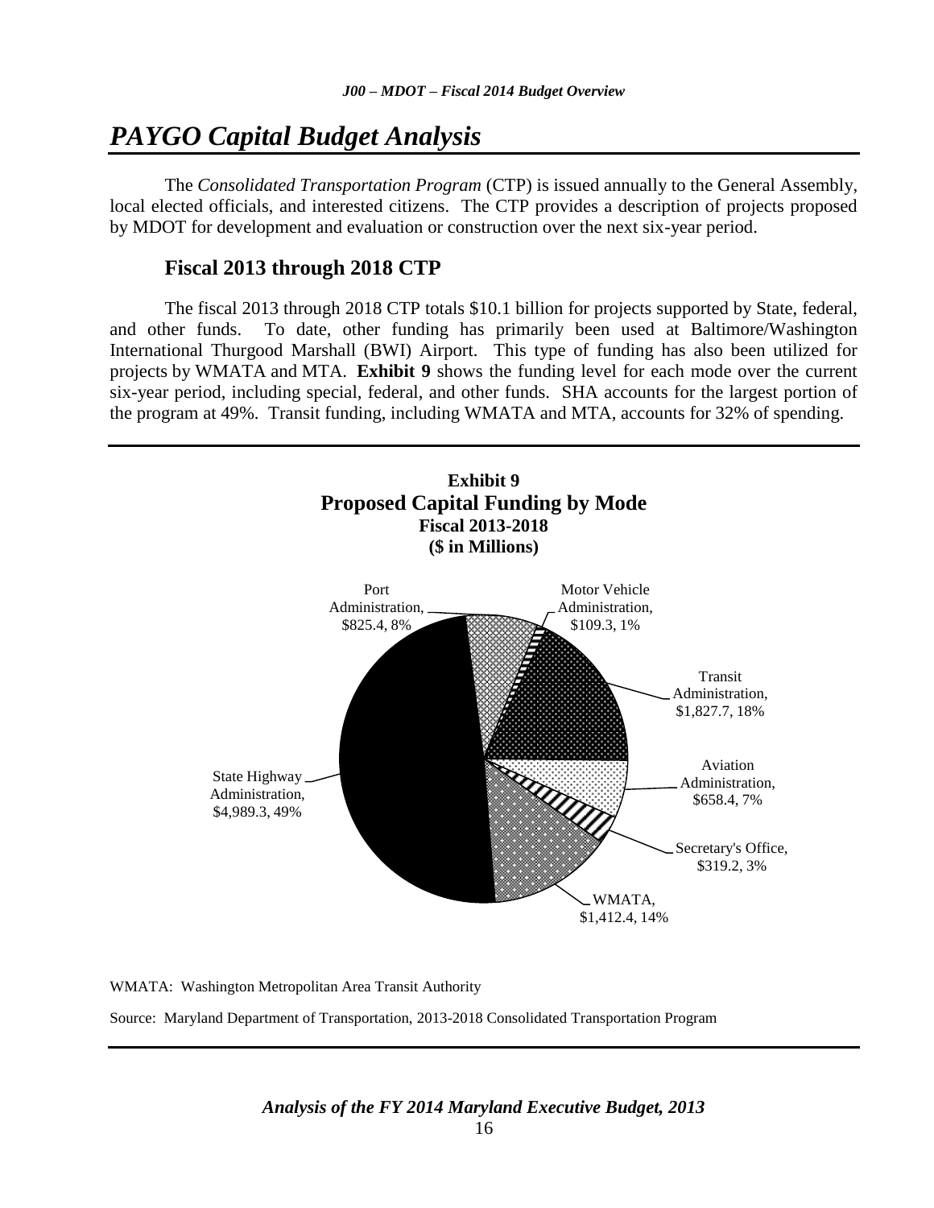# *PAYGO Capital Budget Analysis*

The *Consolidated Transportation Program* (CTP) is issued annually to the General Assembly, local elected officials, and interested citizens. The CTP provides a description of projects proposed by MDOT for development and evaluation or construction over the next six-year period.

## Fiscal 2013 through 2018 CTP

The fiscal 2013 through 2018 CTP totals $10.1 billion for projects supported by State, federal, and other funds. To date, other funding has primarily been used at Baltimore/Washington International Thurgood Marshall (BWI) Airport. This type of funding has also been utilized for projects by WMATA and MTA. **Exhibit 9** shows the funding level for each mode over the current six-year period, including special, federal, and other funds. SHA accounts for the largest portion of the program at 49%. Transit funding, including WMATA and MTA, accounts for 32% of spending.

**Exhibit 9**
**Proposed Capital Funding by Mode**
**Fiscal 2013-2018**
**($ in Millions)**

Port Administration, $825.4, 8%

Motor Vehicle Administration, $109.3, 1%

Transit Administration, $1,827.7, 18%

Aviation Administration, $658.4, 7%

Secretary's Office, $319.2, 3%

WMATA, $1,412.4, 14%

State Highway Administration, $4,989.3, 49%

WMATA: Washington Metropolitan Area Transit Authority

Source: Maryland Department of Transportation, 2013-2018 Consolidated Transportation Program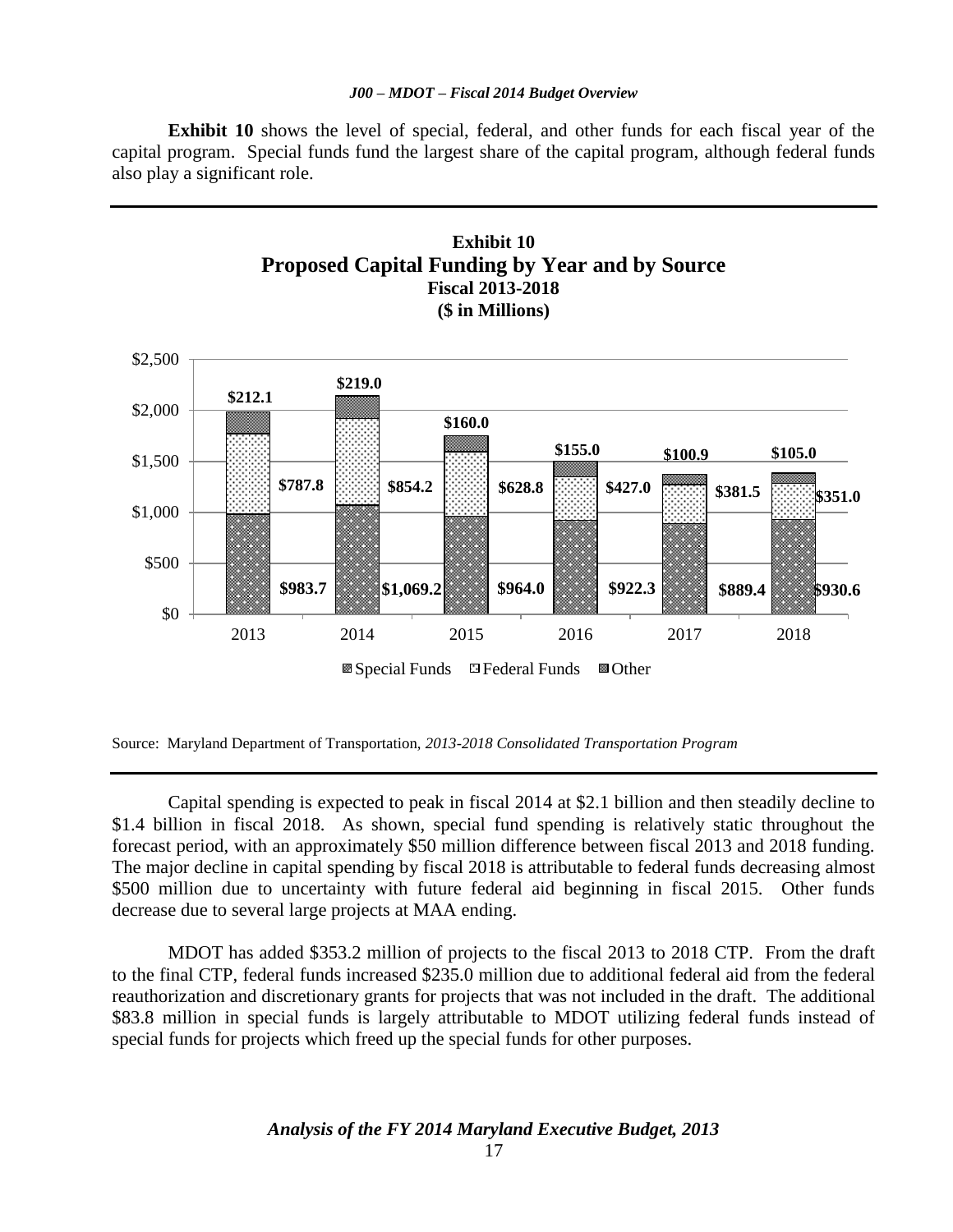**Exhibit 10** shows the level of special, federal, and other funds for each fiscal year of the capital program. Special funds fund the largest share of the capital program, although federal funds also play a significant role.

**Exhibit 10**
**Proposed Capital Funding by Year and by Source**
**Fiscal 2013-2018**
**($ in Millions)**

| | 2013 | 2014 | 2015 | 2016 | 2017 | 2018 |
|---|---|---|---|---|---|---|
| Special Funds | $983.7 | $1,069.2 | $964.0 | $922.3 | $889.4 | $930.6 |
| Federal Funds | $787.8 | $854.2 | $628.8 | $427.0 | $381.5 | $351.0 |
| Other | $212.1 | $219.0 | $160.0 | $155.0 | $100.9 | $105.0 |

Source: Maryland Department of Transportation, *2013-2018 Consolidated Transportation Program*

Capital spending is expected to peak in fiscal 2014 at $2.1 billion and then steadily decline to $1.4 billion in fiscal 2018. As shown, special fund spending is relatively static throughout the forecast period, with an approximately $50 million difference between fiscal 2013 and 2018 funding. The major decline in capital spending by fiscal 2018 is attributable to federal funds decreasing almost $500 million due to uncertainty with future federal aid beginning in fiscal 2015. Other funds decrease due to several large projects at MAA ending.

MDOT has added $353.2 million of projects to the fiscal 2013 to 2018 CTP. From the draft to the final CTP, federal funds increased $235.0 million due to additional federal aid from the federal reauthorization and discretionary grants for projects that was not included in the draft. The additional $83.8 million in special funds is largely attributable to MDOT utilizing federal funds instead of special funds for projects which freed up the special funds for other purposes.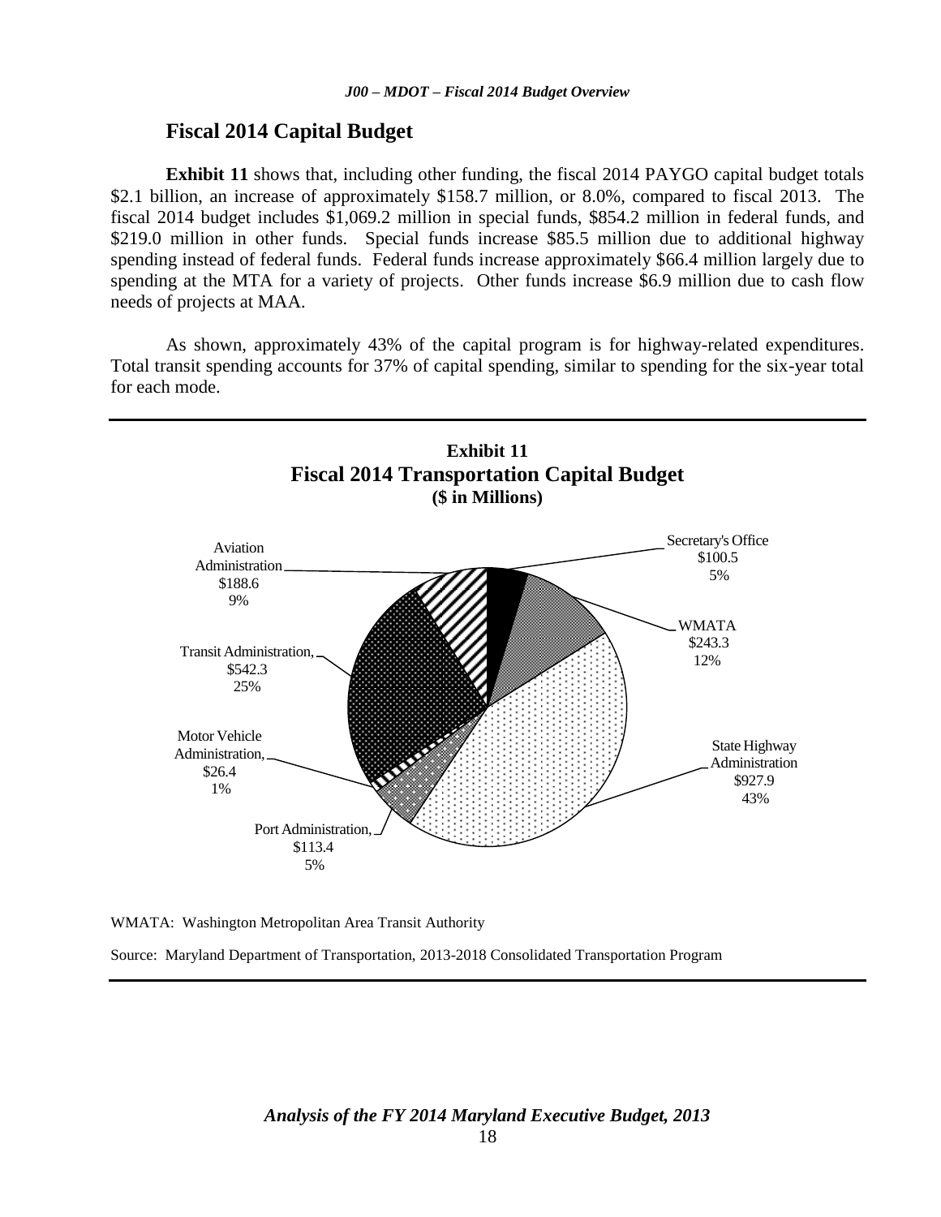## Fiscal 2014 Capital Budget

**Exhibit 11** shows that, including other funding, the fiscal 2014 PAYGO capital budget totals $2.1 billion, an increase of approximately $158.7 million, or 8.0%, compared to fiscal 2013. The fiscal 2014 budget includes $1,069.2 million in special funds, $854.2 million in federal funds, and $219.0 million in other funds. Special funds increase $85.5 million due to additional highway spending instead of federal funds. Federal funds increase approximately $66.4 million largely due to spending at the MTA for a variety of projects. Other funds increase $6.9 million due to cash flow needs of projects at MAA.

As shown, approximately 43% of the capital program is for highway-related expenditures. Total transit spending accounts for 37% of capital spending, similar to spending for the six-year total for each mode.

**Exhibit 11**
**Fiscal 2014 Transportation Capital Budget**
**($ in Millions)**

| Administration | Amount | Share |
|---|---|---|
| Secretary's Office | $100.5 | 5% |
| WMATA | $243.3 | 12% |
| State Highway Administration | $927.9 | 43% |
| Port Administration | $113.4 | 5% |
| Motor Vehicle Administration | $26.4 | 1% |
| Transit Administration | $542.3 | 25% |
| Aviation Administration | $188.6 | 9% |

WMATA: Washington Metropolitan Area Transit Authority

Source: Maryland Department of Transportation, 2013-2018 Consolidated Transportation Program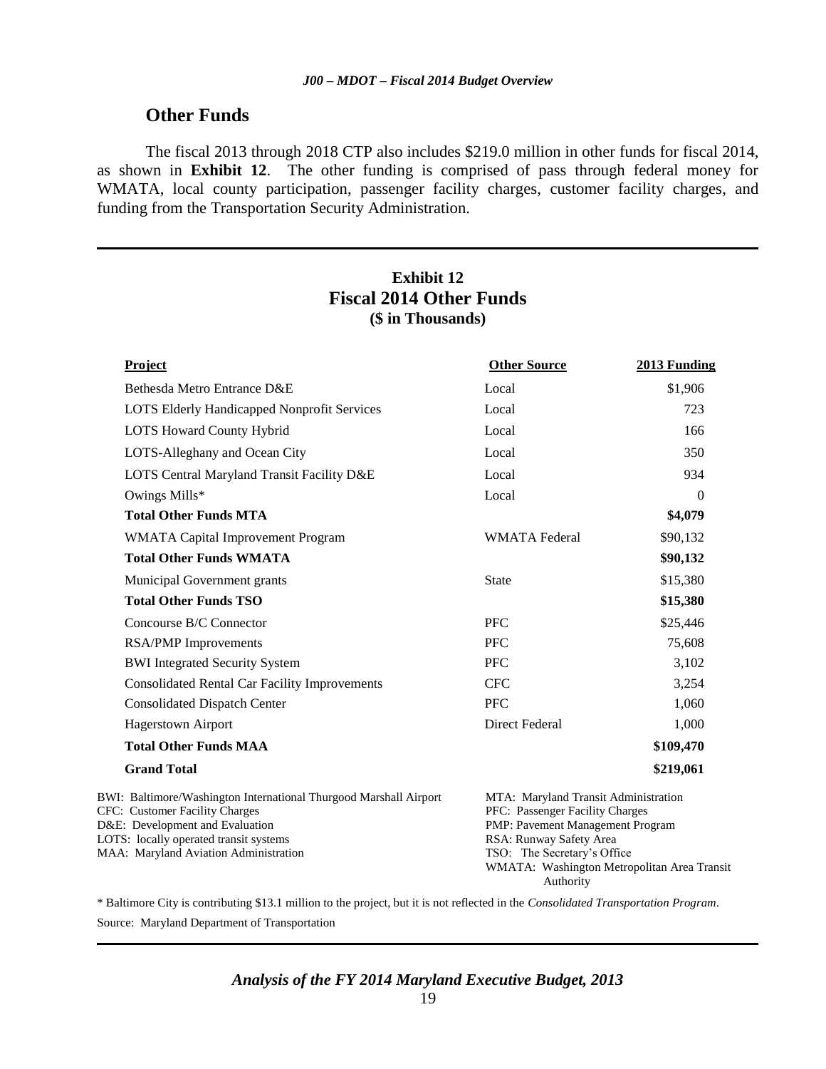## Other Funds

The fiscal 2013 through 2018 CTP also includes $219.0 million in other funds for fiscal 2014, as shown in **Exhibit 12**. The other funding is comprised of pass through federal money for WMATA, local county participation, passenger facility charges, customer facility charges, and funding from the Transportation Security Administration.

**Exhibit 12**
**Fiscal 2014 Other Funds**
**($ in Thousands)**

| Project | Other Source | 2013 Funding |
|---|---|---|
| Bethesda Metro Entrance D&E | Local | $1,906 |
| LOTS Elderly Handicapped Nonprofit Services | Local | 723 |
| LOTS Howard County Hybrid | Local | 166 |
| LOTS-Alleghany and Ocean City | Local | 350 |
| LOTS Central Maryland Transit Facility D&E | Local | 934 |
| Owings Mills* | Local | 0 |
| **Total Other Funds MTA** | | **$4,079** |
| WMATA Capital Improvement Program | WMATA Federal | $90,132 |
| **Total Other Funds WMATA** | | **$90,132** |
| Municipal Government grants | State | $15,380 |
| **Total Other Funds TSO** | | **$15,380** |
| Concourse B/C Connector | PFC | $25,446 |
| RSA/PMP Improvements | PFC | 75,608 |
| BWI Integrated Security System | PFC | 3,102 |
| Consolidated Rental Car Facility Improvements | CFC | 3,254 |
| Consolidated Dispatch Center | PFC | 1,060 |
| Hagerstown Airport | Direct Federal | 1,000 |
| **Total Other Funds MAA** | | **$109,470** |
| **Grand Total** | | **$219,061** |

BWI: Baltimore/Washington International Thurgood Marshall Airport
CFC: Customer Facility Charges
D&E: Development and Evaluation
LOTS: locally operated transit systems
MAA: Maryland Aviation Administration
MTA: Maryland Transit Administration
PFC: Passenger Facility Charges
PMP: Pavement Management Program
RSA: Runway Safety Area
TSO: The Secretary's Office
WMATA: Washington Metropolitan Area Transit Authority

\* Baltimore City is contributing $13.1 million to the project, but it is not reflected in the *Consolidated Transportation Program*.

Source: Maryland Department of Transportation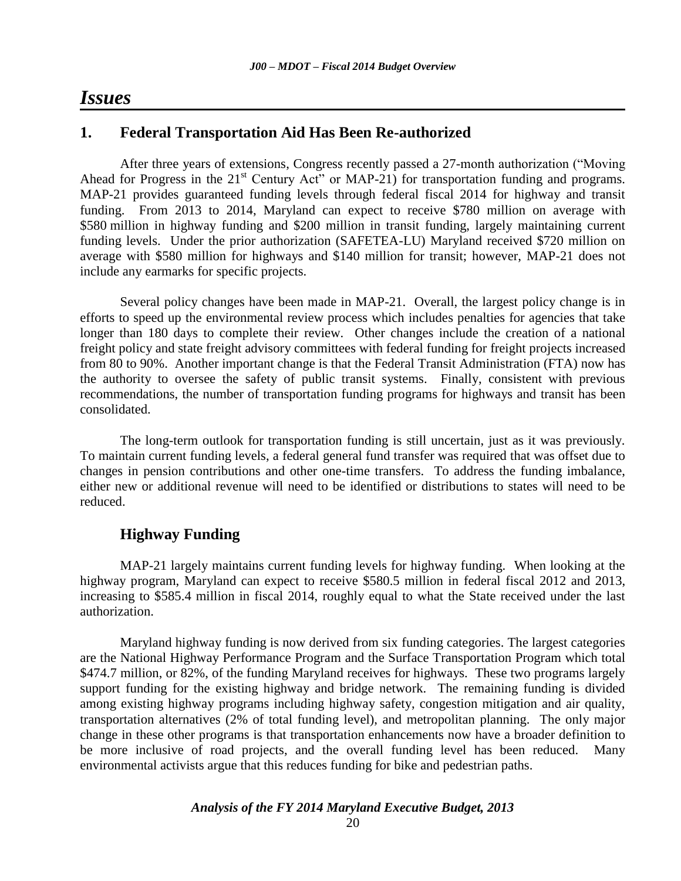# Issues

## 1. Federal Transportation Aid Has Been Re-authorized

After three years of extensions, Congress recently passed a 27-month authorization ("Moving Ahead for Progress in the 21st Century Act" or MAP-21) for transportation funding and programs. MAP-21 provides guaranteed funding levels through federal fiscal 2014 for highway and transit funding. From 2013 to 2014, Maryland can expect to receive \$780 million on average with \$580 million in highway funding and \$200 million in transit funding, largely maintaining current funding levels. Under the prior authorization (SAFETEA-LU) Maryland received \$720 million on average with \$580 million for highways and \$140 million for transit; however, MAP-21 does not include any earmarks for specific projects.

Several policy changes have been made in MAP-21. Overall, the largest policy change is in efforts to speed up the environmental review process which includes penalties for agencies that take longer than 180 days to complete their review. Other changes include the creation of a national freight policy and state freight advisory committees with federal funding for freight projects increased from 80 to 90%. Another important change is that the Federal Transit Administration (FTA) now has the authority to oversee the safety of public transit systems. Finally, consistent with previous recommendations, the number of transportation funding programs for highways and transit has been consolidated.

The long-term outlook for transportation funding is still uncertain, just as it was previously. To maintain current funding levels, a federal general fund transfer was required that was offset due to changes in pension contributions and other one-time transfers. To address the funding imbalance, either new or additional revenue will need to be identified or distributions to states will need to be reduced.

### Highway Funding

MAP-21 largely maintains current funding levels for highway funding. When looking at the highway program, Maryland can expect to receive \$580.5 million in federal fiscal 2012 and 2013, increasing to \$585.4 million in fiscal 2014, roughly equal to what the State received under the last authorization.

Maryland highway funding is now derived from six funding categories. The largest categories are the National Highway Performance Program and the Surface Transportation Program which total \$474.7 million, or 82%, of the funding Maryland receives for highways. These two programs largely support funding for the existing highway and bridge network. The remaining funding is divided among existing highway programs including highway safety, congestion mitigation and air quality, transportation alternatives (2% of total funding level), and metropolitan planning. The only major change in these other programs is that transportation enhancements now have a broader definition to be more inclusive of road projects, and the overall funding level has been reduced. Many environmental activists argue that this reduces funding for bike and pedestrian paths.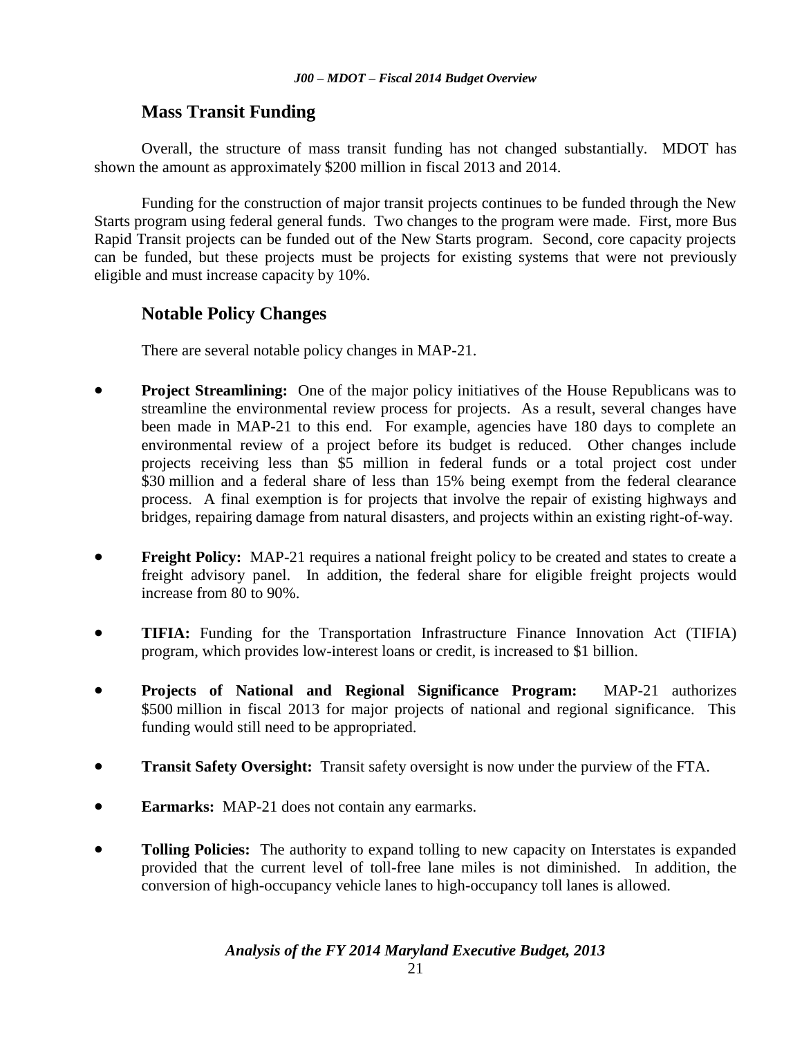## Mass Transit Funding

Overall, the structure of mass transit funding has not changed substantially. MDOT has shown the amount as approximately $200 million in fiscal 2013 and 2014.

Funding for the construction of major transit projects continues to be funded through the New Starts program using federal general funds. Two changes to the program were made. First, more Bus Rapid Transit projects can be funded out of the New Starts program. Second, core capacity projects can be funded, but these projects must be projects for existing systems that were not previously eligible and must increase capacity by 10%.

## Notable Policy Changes

There are several notable policy changes in MAP-21.

- **Project Streamlining:** One of the major policy initiatives of the House Republicans was to streamline the environmental review process for projects. As a result, several changes have been made in MAP-21 to this end. For example, agencies have 180 days to complete an environmental review of a project before its budget is reduced. Other changes include projects receiving less than $5 million in federal funds or a total project cost under $30 million and a federal share of less than 15% being exempt from the federal clearance process. A final exemption is for projects that involve the repair of existing highways and bridges, repairing damage from natural disasters, and projects within an existing right-of-way.

- **Freight Policy:** MAP-21 requires a national freight policy to be created and states to create a freight advisory panel. In addition, the federal share for eligible freight projects would increase from 80 to 90%.

- **TIFIA:** Funding for the Transportation Infrastructure Finance Innovation Act (TIFIA) program, which provides low-interest loans or credit, is increased to $1 billion.

- **Projects of National and Regional Significance Program:** MAP-21 authorizes $500 million in fiscal 2013 for major projects of national and regional significance. This funding would still need to be appropriated.

- **Transit Safety Oversight:** Transit safety oversight is now under the purview of the FTA.

- **Earmarks:** MAP-21 does not contain any earmarks.

- **Tolling Policies:** The authority to expand tolling to new capacity on Interstates is expanded provided that the current level of toll-free lane miles is not diminished. In addition, the conversion of high-occupancy vehicle lanes to high-occupancy toll lanes is allowed.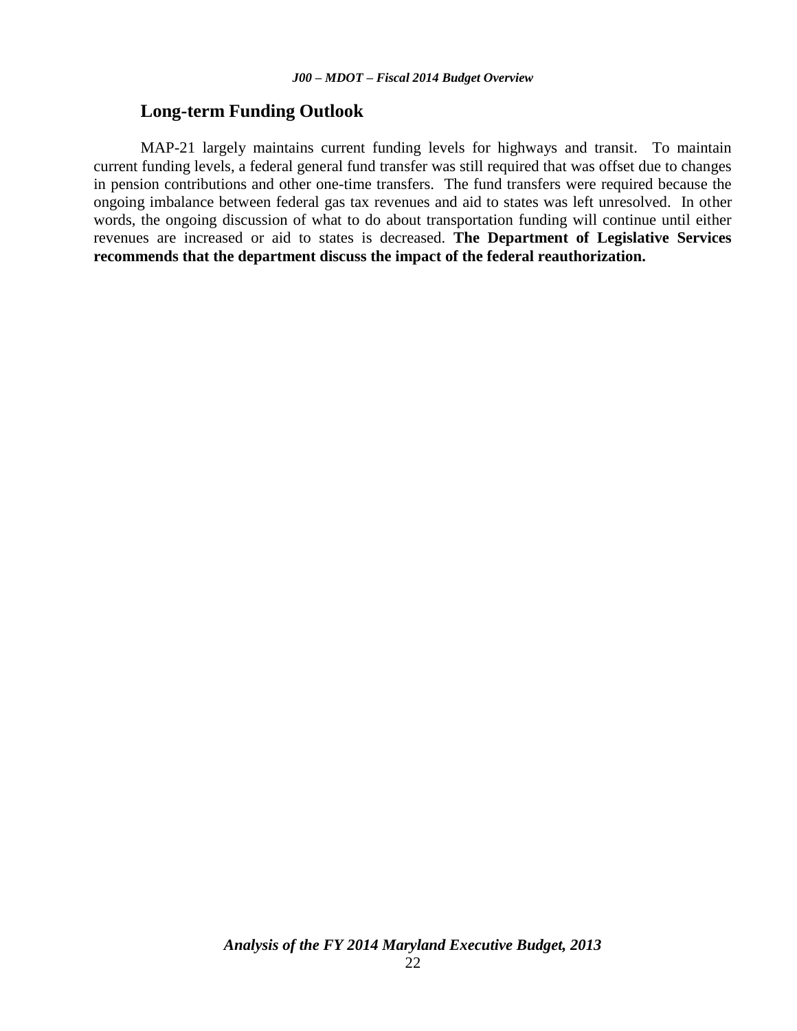## Long-term Funding Outlook

MAP-21 largely maintains current funding levels for highways and transit. To maintain current funding levels, a federal general fund transfer was still required that was offset due to changes in pension contributions and other one-time transfers. The fund transfers were required because the ongoing imbalance between federal gas tax revenues and aid to states was left unresolved. In other words, the ongoing discussion of what to do about transportation funding will continue until either revenues are increased or aid to states is decreased. **The Department of Legislative Services recommends that the department discuss the impact of the federal reauthorization.**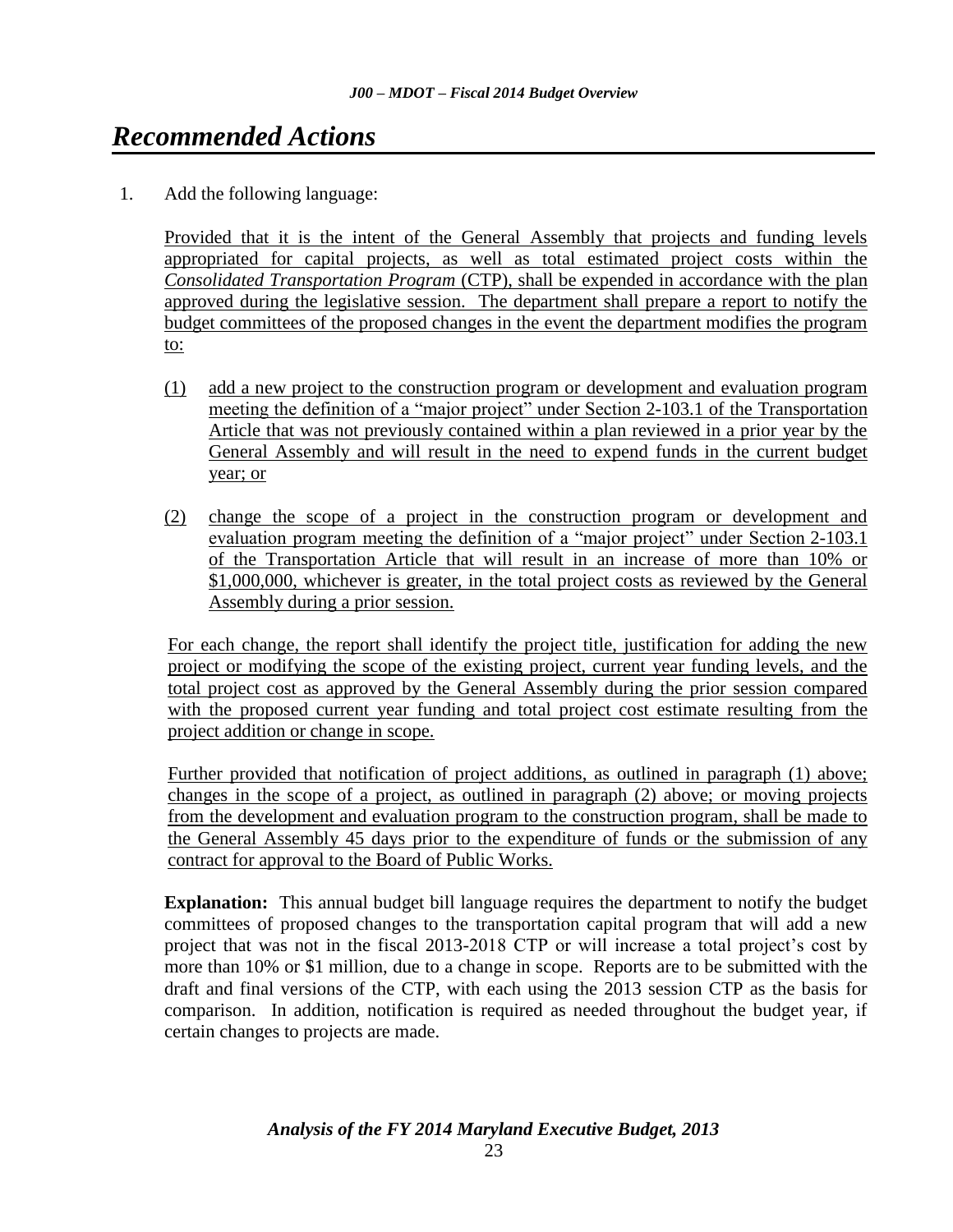# *Recommended Actions*

1. Add the following language:

   Provided that it is the intent of the General Assembly that projects and funding levels appropriated for capital projects, as well as total estimated project costs within the *Consolidated Transportation Program* (CTP), shall be expended in accordance with the plan approved during the legislative session. The department shall prepare a report to notify the budget committees of the proposed changes in the event the department modifies the program to:

   (1) add a new project to the construction program or development and evaluation program meeting the definition of a "major project" under Section 2-103.1 of the Transportation Article that was not previously contained within a plan reviewed in a prior year by the General Assembly and will result in the need to expend funds in the current budget year; or

   (2) change the scope of a project in the construction program or development and evaluation program meeting the definition of a "major project" under Section 2-103.1 of the Transportation Article that will result in an increase of more than 10% or $1,000,000, whichever is greater, in the total project costs as reviewed by the General Assembly during a prior session.

   For each change, the report shall identify the project title, justification for adding the new project or modifying the scope of the existing project, current year funding levels, and the total project cost as approved by the General Assembly during the prior session compared with the proposed current year funding and total project cost estimate resulting from the project addition or change in scope.

   Further provided that notification of project additions, as outlined in paragraph (1) above; changes in the scope of a project, as outlined in paragraph (2) above; or moving projects from the development and evaluation program to the construction program, shall be made to the General Assembly 45 days prior to the expenditure of funds or the submission of any contract for approval to the Board of Public Works.

   **Explanation:** This annual budget bill language requires the department to notify the budget committees of proposed changes to the transportation capital program that will add a new project that was not in the fiscal 2013-2018 CTP or will increase a total project's cost by more than 10% or $1 million, due to a change in scope. Reports are to be submitted with the draft and final versions of the CTP, with each using the 2013 session CTP as the basis for comparison. In addition, notification is required as needed throughout the budget year, if certain changes to projects are made.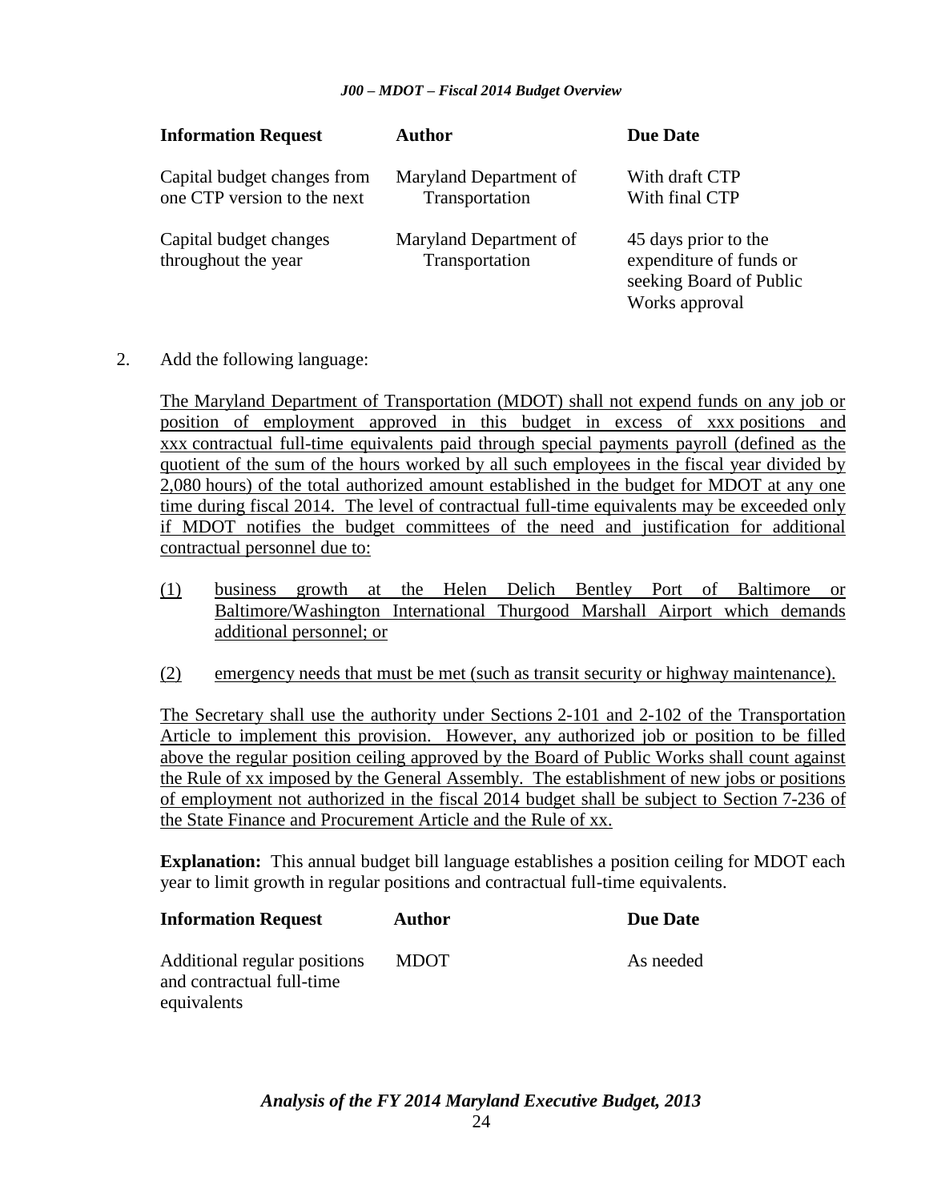| Information Request | Author | Due Date |
|---|---|---|
| Capital budget changes from one CTP version to the next | Maryland Department of Transportation | With draft CTP<br>With final CTP |
| Capital budget changes throughout the year | Maryland Department of Transportation | 45 days prior to the expenditure of funds or seeking Board of Public Works approval |

2. Add the following language:

<u>The Maryland Department of Transportation (MDOT) shall not expend funds on any job or position of employment approved in this budget in excess of xxx positions and xxx contractual full-time equivalents paid through special payments payroll (defined as the quotient of the sum of the hours worked by all such employees in the fiscal year divided by 2,080 hours) of the total authorized amount established in the budget for MDOT at any one time during fiscal 2014. The level of contractual full-time equivalents may be exceeded only if MDOT notifies the budget committees of the need and justification for additional contractual personnel due to:</u>

<u>(1)</u> <u>business growth at the Helen Delich Bentley Port of Baltimore or Baltimore/Washington International Thurgood Marshall Airport which demands additional personnel; or</u>

<u>(2)</u> <u>emergency needs that must be met (such as transit security or highway maintenance).</u>

<u>The Secretary shall use the authority under Sections 2-101 and 2-102 of the Transportation Article to implement this provision. However, any authorized job or position to be filled above the regular position ceiling approved by the Board of Public Works shall count against the Rule of xx imposed by the General Assembly. The establishment of new jobs or positions of employment not authorized in the fiscal 2014 budget shall be subject to Section 7-236 of the State Finance and Procurement Article and the Rule of xx.</u>

**Explanation:** This annual budget bill language establishes a position ceiling for MDOT each year to limit growth in regular positions and contractual full-time equivalents.

| Information Request | Author | Due Date |
|---|---|---|
| Additional regular positions and contractual full-time equivalents | MDOT | As needed |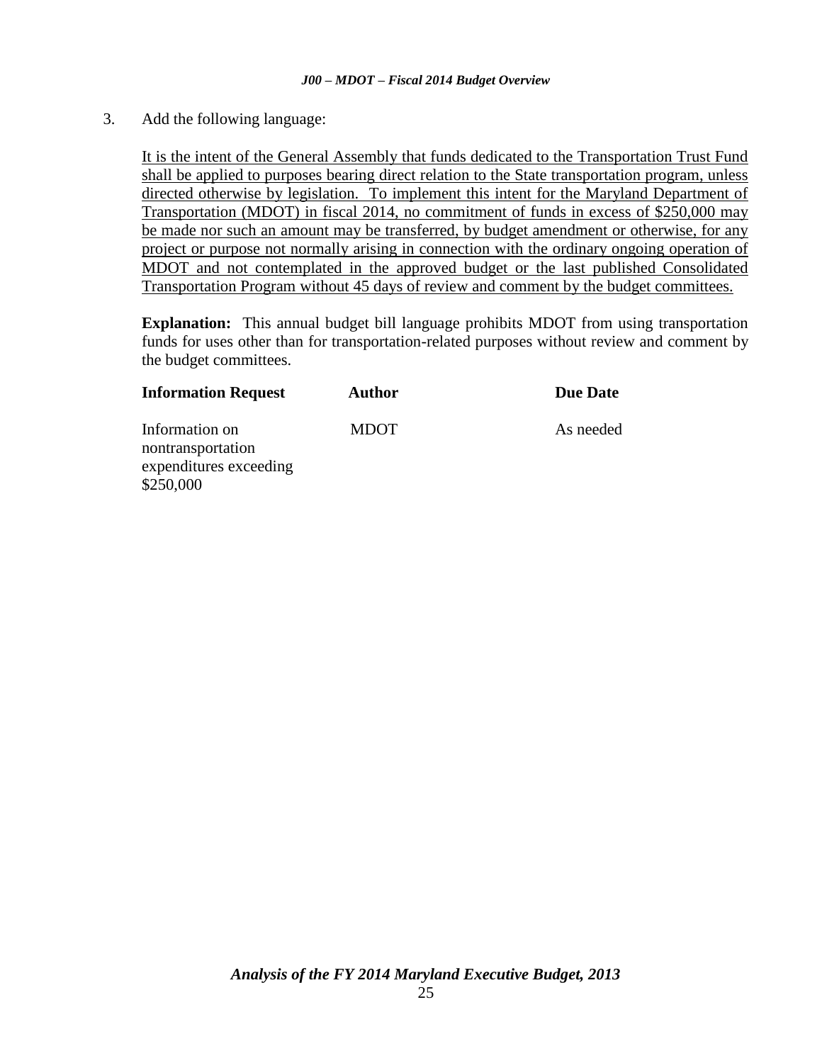3. Add the following language:

It is the intent of the General Assembly that funds dedicated to the Transportation Trust Fund shall be applied to purposes bearing direct relation to the State transportation program, unless directed otherwise by legislation. To implement this intent for the Maryland Department of Transportation (MDOT) in fiscal 2014, no commitment of funds in excess of $250,000 may be made nor such an amount may be transferred, by budget amendment or otherwise, for any project or purpose not normally arising in connection with the ordinary ongoing operation of MDOT and not contemplated in the approved budget or the last published Consolidated Transportation Program without 45 days of review and comment by the budget committees.

**Explanation:** This annual budget bill language prohibits MDOT from using transportation funds for uses other than for transportation-related purposes without review and comment by the budget committees.

| **Information Request** | **Author** | **Due Date** |
|---|---|---|
| Information on nontransportation expenditures exceeding $250,000 | MDOT | As needed |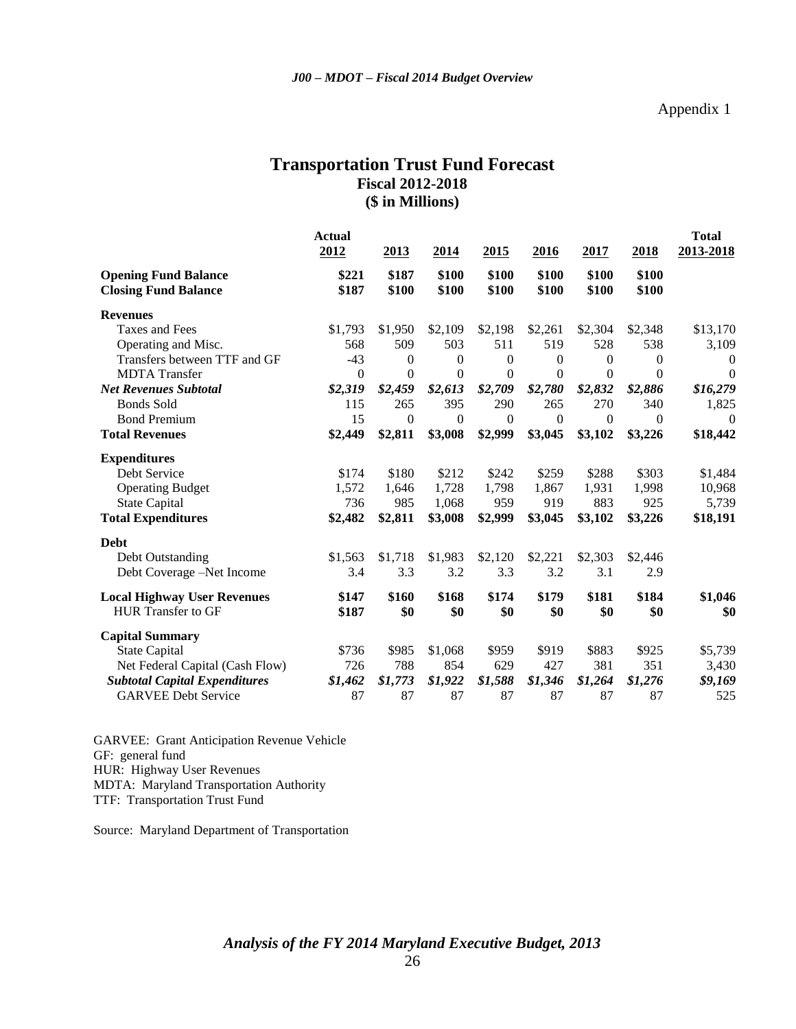Appendix 1

# Transportation Trust Fund Forecast
## Fiscal 2012-2018
## ($ in Millions)

| | Actual 2012 | 2013 | 2014 | 2015 | 2016 | 2017 | 2018 | Total 2013-2018 |
|---|---|---|---|---|---|---|---|---|
| **Opening Fund Balance** | **$221** | **$187** | **$100** | **$100** | **$100** | **$100** | **$100** | |
| **Closing Fund Balance** | **$187** | **$100** | **$100** | **$100** | **$100** | **$100** | **$100** | |
| **Revenues** | | | | | | | | |
| Taxes and Fees | $1,793 | $1,950 | $2,109 | $2,198 | $2,261 | $2,304 | $2,348 | $13,170 |
| Operating and Misc. | 568 | 509 | 503 | 511 | 519 | 528 | 538 | 3,109 |
| Transfers between TTF and GF | -43 | 0 | 0 | 0 | 0 | 0 | 0 | 0 |
| MDTA Transfer | 0 | 0 | 0 | 0 | 0 | 0 | 0 | 0 |
| ***Net Revenues Subtotal*** | ***$2,319*** | ***$2,459*** | ***$2,613*** | ***$2,709*** | ***$2,780*** | ***$2,832*** | ***$2,886*** | ***$16,279*** |
| Bonds Sold | 115 | 265 | 395 | 290 | 265 | 270 | 340 | 1,825 |
| Bond Premium | 15 | 0 | 0 | 0 | 0 | 0 | 0 | 0 |
| **Total Revenues** | **$2,449** | **$2,811** | **$3,008** | **$2,999** | **$3,045** | **$3,102** | **$3,226** | **$18,442** |
| **Expenditures** | | | | | | | | |
| Debt Service | $174 | $180 | $212 | $242 | $259 | $288 | $303 | $1,484 |
| Operating Budget | 1,572 | 1,646 | 1,728 | 1,798 | 1,867 | 1,931 | 1,998 | 10,968 |
| State Capital | 736 | 985 | 1,068 | 959 | 919 | 883 | 925 | 5,739 |
| **Total Expenditures** | **$2,482** | **$2,811** | **$3,008** | **$2,999** | **$3,045** | **$3,102** | **$3,226** | **$18,191** |
| **Debt** | | | | | | | | |
| Debt Outstanding | $1,563 | $1,718 | $1,983 | $2,120 | $2,221 | $2,303 | $2,446 | |
| Debt Coverage –Net Income | 3.4 | 3.3 | 3.2 | 3.3 | 3.2 | 3.1 | 2.9 | |
| **Local Highway User Revenues** | **$147** | **$160** | **$168** | **$174** | **$179** | **$181** | **$184** | **$1,046** |
| HUR Transfer to GF | **$187** | **$0** | **$0** | **$0** | **$0** | **$0** | **$0** | **$0** |
| **Capital Summary** | | | | | | | | |
| State Capital | $736 | $985 | $1,068 | $959 | $919 | $883 | $925 | $5,739 |
| Net Federal Capital (Cash Flow) | 726 | 788 | 854 | 629 | 427 | 381 | 351 | 3,430 |
| ***Subtotal Capital Expenditures*** | ***$1,462*** | ***$1,773*** | ***$1,922*** | ***$1,588*** | ***$1,346*** | ***$1,264*** | ***$1,276*** | ***$9,169*** |
| GARVEE Debt Service | 87 | 87 | 87 | 87 | 87 | 87 | 87 | 525 |

GARVEE: Grant Anticipation Revenue Vehicle
GF: general fund
HUR: Highway User Revenues
MDTA: Maryland Transportation Authority
TTF: Transportation Trust Fund

Source: Maryland Department of Transportation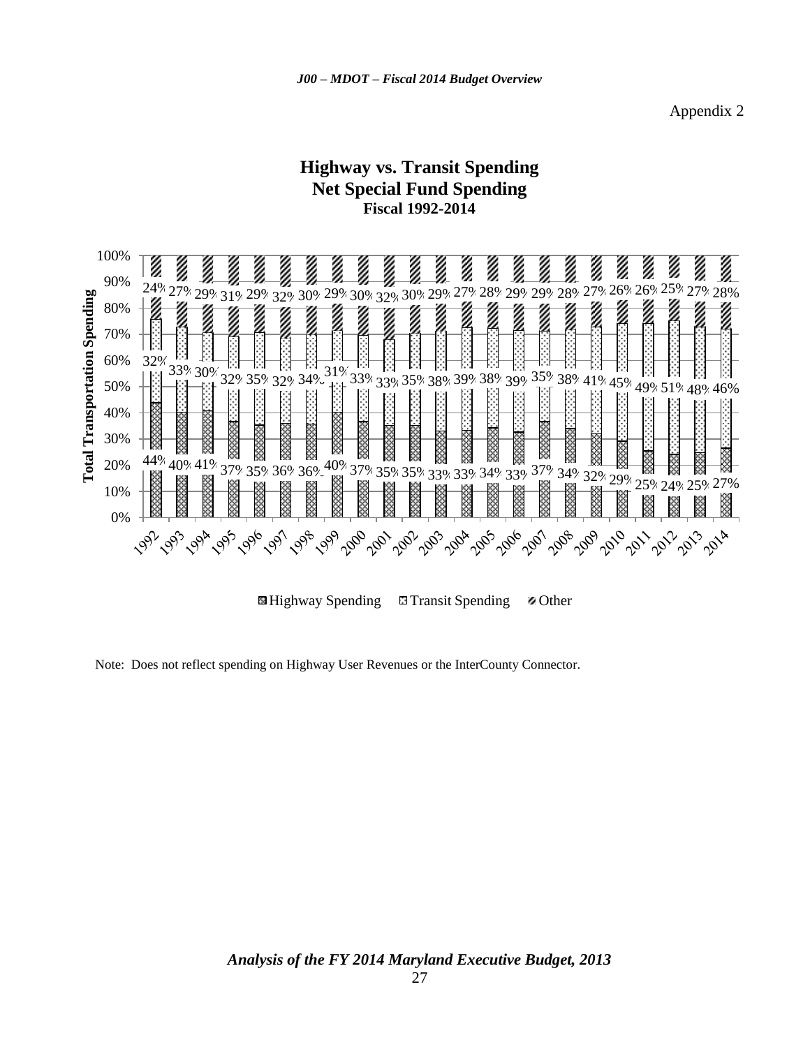Appendix 2

## Highway vs. Transit Spending
## Net Special Fund Spending
### Fiscal 1992-2014

| Fiscal Year | Highway Spending | Transit Spending | Other |
|---|---|---|---|
| 1992 | 44% | 32% | 24% |
| 1993 | 40% | 33% | 27% |
| 1994 | 41% | 30% | 29% |
| 1995 | 37% | 32% | 31% |
| 1996 | 35% | 35% | 29% |
| 1997 | 36% | 32% | 32% |
| 1998 | 36% | 34% | 30% |
| 1999 | 40% | 31% | 29% |
| 2000 | 37% | 33% | 30% |
| 2001 | 35% | 33% | 32% |
| 2002 | 35% | 35% | 30% |
| 2003 | 33% | 38% | 29% |
| 2004 | 33% | 39% | 27% |
| 2005 | 34% | 38% | 28% |
| 2006 | 33% | 39% | 29% |
| 2007 | 37% | 35% | 29% |
| 2008 | 34% | 38% | 28% |
| 2009 | 32% | 41% | 27% |
| 2010 | 29% | 45% | 26% |
| 2011 | 25% | 49% | 26% |
| 2012 | 24% | 51% | 25% |
| 2013 | 25% | 48% | 27% |
| 2014 | 27% | 46% | 28% |

Note: Does not reflect spending on Highway User Revenues or the InterCounty Connector.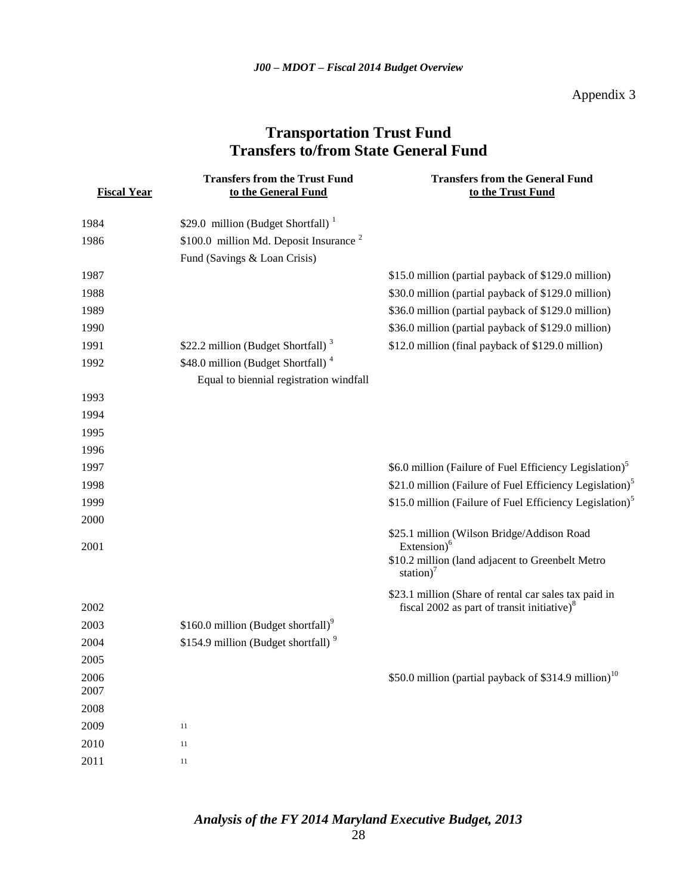Appendix 3

# Transportation Trust Fund
# Transfers to/from State General Fund

| Fiscal Year | Transfers from the Trust Fund to the General Fund | Transfers from the General Fund to the Trust Fund |
|---|---|---|
| 1984 | $29.0 million (Budget Shortfall) [1] | |
| 1986 | $100.0 million Md. Deposit Insurance [2] Fund (Savings & Loan Crisis) | |
| 1987 | | $15.0 million (partial payback of $129.0 million) |
| 1988 | | $30.0 million (partial payback of $129.0 million) |
| 1989 | | $36.0 million (partial payback of $129.0 million) |
| 1990 | | $36.0 million (partial payback of $129.0 million) |
| 1991 | $22.2 million (Budget Shortfall) [3] | $12.0 million (final payback of $129.0 million) |
| 1992 | $48.0 million (Budget Shortfall) [4] Equal to biennial registration windfall | |
| 1993 | | |
| 1994 | | |
| 1995 | | |
| 1996 | | |
| 1997 | | $6.0 million (Failure of Fuel Efficiency Legislation)[5] |
| 1998 | | $21.0 million (Failure of Fuel Efficiency Legislation)[5] |
| 1999 | | $15.0 million (Failure of Fuel Efficiency Legislation)[5] |
| 2000 | | |
| 2001 | | $25.1 million (Wilson Bridge/Addison Road Extension)[6] $10.2 million (land adjacent to Greenbelt Metro station)[7] |
| 2002 | | $23.1 million (Share of rental car sales tax paid in fiscal 2002 as part of transit initiative)[8] |
| 2003 | $160.0 million (Budget shortfall)[9] | |
| 2004 | $154.9 million (Budget shortfall) [9] | |
| 2005 | | |
| 2006 | | $50.0 million (partial payback of $314.9 million)[10] |
| 2007 | | |
| 2008 | | |
| 2009 | [11] | |
| 2010 | [11] | |
| 2011 | [11] | |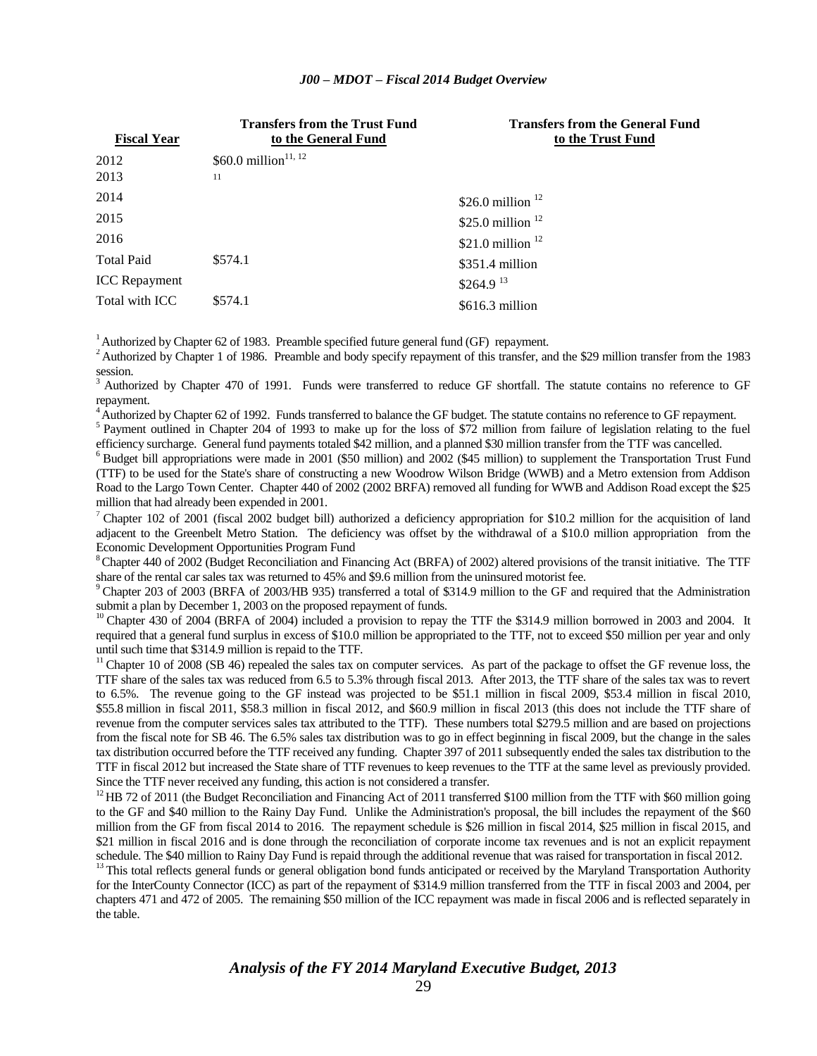| Fiscal Year | Transfers from the Trust Fund to the General Fund | Transfers from the General Fund to the Trust Fund |
|---|---|---|
| 2012 | $60.0 million[11, 12] | |
| 2013 | [11] | |
| 2014 | | $26.0 million [12] |
| 2015 | | $25.0 million [12] |
| 2016 | | $21.0 million [12] |
| Total Paid | $574.1 | $351.4 million |
| ICC Repayment | | $264.9 [13] |
| Total with ICC | $574.1 | $616.3 million |

[1] Authorized by Chapter 62 of 1983. Preamble specified future general fund (GF) repayment.

[2] Authorized by Chapter 1 of 1986. Preamble and body specify repayment of this transfer, and the $29 million transfer from the 1983 session.

[3] Authorized by Chapter 470 of 1991. Funds were transferred to reduce GF shortfall. The statute contains no reference to GF repayment.

[4] Authorized by Chapter 62 of 1992. Funds transferred to balance the GF budget. The statute contains no reference to GF repayment.

[5] Payment outlined in Chapter 204 of 1993 to make up for the loss of $72 million from failure of legislation relating to the fuel efficiency surcharge. General fund payments totaled $42 million, and a planned $30 million transfer from the TTF was cancelled.

[6] Budget bill appropriations were made in 2001 ($50 million) and 2002 ($45 million) to supplement the Transportation Trust Fund (TTF) to be used for the State's share of constructing a new Woodrow Wilson Bridge (WWB) and a Metro extension from Addison Road to the Largo Town Center. Chapter 440 of 2002 (2002 BRFA) removed all funding for WWB and Addison Road except the $25 million that had already been expended in 2001.

[7] Chapter 102 of 2001 (fiscal 2002 budget bill) authorized a deficiency appropriation for $10.2 million for the acquisition of land adjacent to the Greenbelt Metro Station. The deficiency was offset by the withdrawal of a $10.0 million appropriation from the Economic Development Opportunities Program Fund

[8] Chapter 440 of 2002 (Budget Reconciliation and Financing Act (BRFA) of 2002) altered provisions of the transit initiative. The TTF share of the rental car sales tax was returned to 45% and $9.6 million from the uninsured motorist fee.

[9] Chapter 203 of 2003 (BRFA of 2003/HB 935) transferred a total of $314.9 million to the GF and required that the Administration submit a plan by December 1, 2003 on the proposed repayment of funds.

[10] Chapter 430 of 2004 (BRFA of 2004) included a provision to repay the TTF the $314.9 million borrowed in 2003 and 2004. It required that a general fund surplus in excess of $10.0 million be appropriated to the TTF, not to exceed $50 million per year and only until such time that $314.9 million is repaid to the TTF.

[11] Chapter 10 of 2008 (SB 46) repealed the sales tax on computer services. As part of the package to offset the GF revenue loss, the TTF share of the sales tax was reduced from 6.5 to 5.3% through fiscal 2013. After 2013, the TTF share of the sales tax was to revert to 6.5%. The revenue going to the GF instead was projected to be $51.1 million in fiscal 2009, $53.4 million in fiscal 2010, $55.8 million in fiscal 2011, $58.3 million in fiscal 2012, and $60.9 million in fiscal 2013 (this does not include the TTF share of revenue from the computer services sales tax attributed to the TTF). These numbers total $279.5 million and are based on projections from the fiscal note for SB 46. The 6.5% sales tax distribution was to go in effect beginning in fiscal 2009, but the change in the sales tax distribution occurred before the TTF received any funding. Chapter 397 of 2011 subsequently ended the sales tax distribution to the TTF in fiscal 2012 but increased the State share of TTF revenues to keep revenues to the TTF at the same level as previously provided. Since the TTF never received any funding, this action is not considered a transfer.

[12] HB 72 of 2011 (the Budget Reconciliation and Financing Act of 2011 transferred $100 million from the TTF with $60 million going to the GF and $40 million to the Rainy Day Fund. Unlike the Administration's proposal, the bill includes the repayment of the $60 million from the GF from fiscal 2014 to 2016. The repayment schedule is $26 million in fiscal 2014, $25 million in fiscal 2015, and $21 million in fiscal 2016 and is done through the reconciliation of corporate income tax revenues and is not an explicit repayment schedule. The $40 million to Rainy Day Fund is repaid through the additional revenue that was raised for transportation in fiscal 2012.

[13] This total reflects general funds or general obligation bond funds anticipated or received by the Maryland Transportation Authority for the InterCounty Connector (ICC) as part of the repayment of $314.9 million transferred from the TTF in fiscal 2003 and 2004, per chapters 471 and 472 of 2005. The remaining $50 million of the ICC repayment was made in fiscal 2006 and is reflected separately in the table.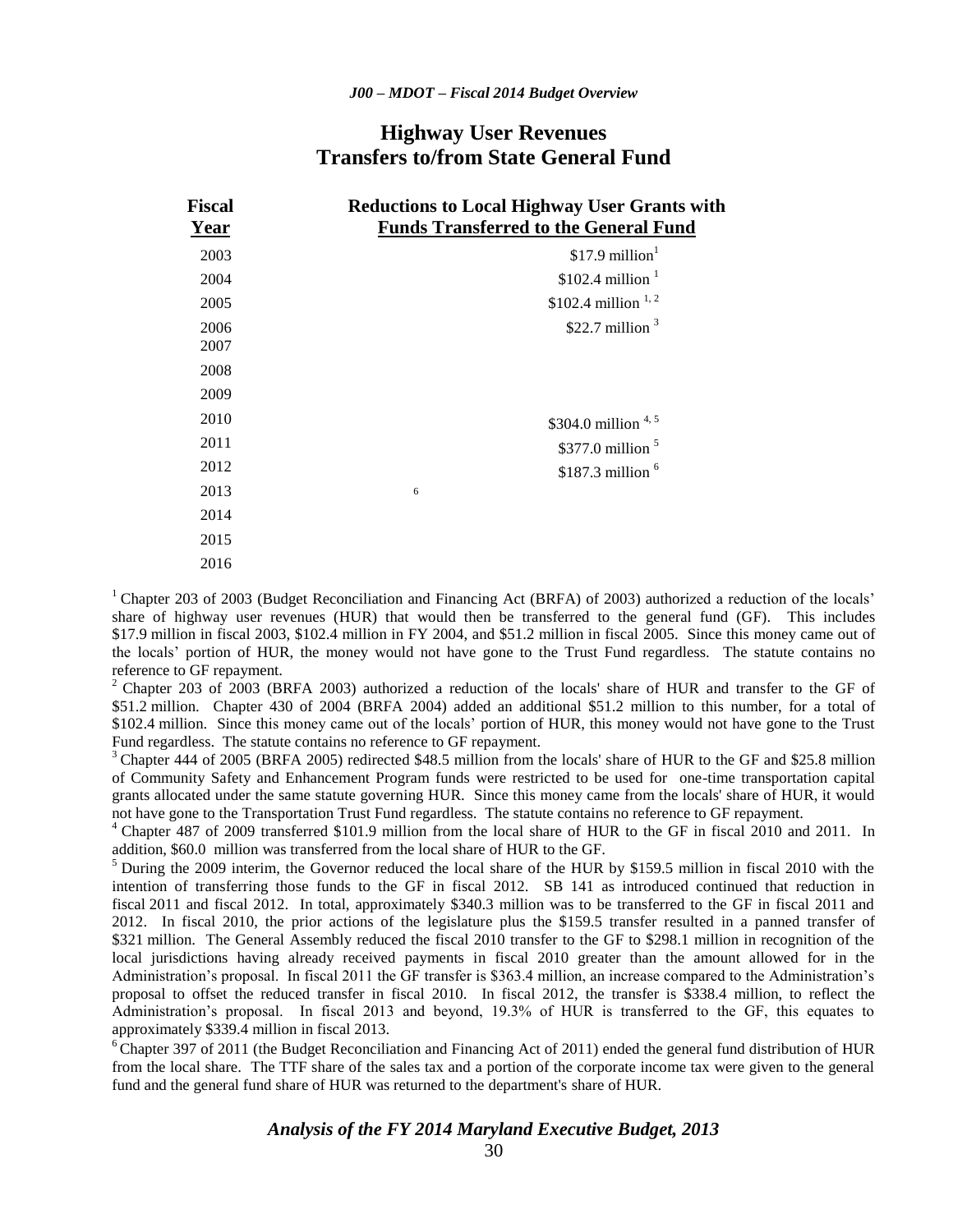# Highway User Revenues
# Transfers to/from State General Fund

| Fiscal Year | Reductions to Local Highway User Grants with Funds Transferred to the General Fund |
|---|---|
| 2003 | $17.9 million[1] |
| 2004 | $102.4 million [1] |
| 2005 | $102.4 million [1, 2] |
| 2006 | $22.7 million [3] |
| 2007 | |
| 2008 | |
| 2009 | |
| 2010 | $304.0 million [4, 5] |
| 2011 | $377.0 million [5] |
| 2012 | $187.3 million [6] |
| 2013 | [6] |
| 2014 | |
| 2015 | |
| 2016 | |

[1] Chapter 203 of 2003 (Budget Reconciliation and Financing Act (BRFA) of 2003) authorized a reduction of the locals' share of highway user revenues (HUR) that would then be transferred to the general fund (GF). This includes $17.9 million in fiscal 2003, $102.4 million in FY 2004, and $51.2 million in fiscal 2005. Since this money came out of the locals' portion of HUR, the money would not have gone to the Trust Fund regardless. The statute contains no reference to GF repayment.

[2] Chapter 203 of 2003 (BRFA 2003) authorized a reduction of the locals' share of HUR and transfer to the GF of $51.2 million. Chapter 430 of 2004 (BRFA 2004) added an additional $51.2 million to this number, for a total of $102.4 million. Since this money came out of the locals' portion of HUR, this money would not have gone to the Trust Fund regardless. The statute contains no reference to GF repayment.

[3] Chapter 444 of 2005 (BRFA 2005) redirected $48.5 million from the locals' share of HUR to the GF and $25.8 million of Community Safety and Enhancement Program funds were restricted to be used for one-time transportation capital grants allocated under the same statute governing HUR. Since this money came from the locals' share of HUR, it would not have gone to the Transportation Trust Fund regardless. The statute contains no reference to GF repayment.

[4] Chapter 487 of 2009 transferred $101.9 million from the local share of HUR to the GF in fiscal 2010 and 2011. In addition, $60.0 million was transferred from the local share of HUR to the GF.

[5] During the 2009 interim, the Governor reduced the local share of the HUR by $159.5 million in fiscal 2010 with the intention of transferring those funds to the GF in fiscal 2012. SB 141 as introduced continued that reduction in fiscal 2011 and fiscal 2012. In total, approximately $340.3 million was to be transferred to the GF in fiscal 2011 and 2012. In fiscal 2010, the prior actions of the legislature plus the $159.5 transfer resulted in a panned transfer of $321 million. The General Assembly reduced the fiscal 2010 transfer to the GF to $298.1 million in recognition of the local jurisdictions having already received payments in fiscal 2010 greater than the amount allowed for in the Administration's proposal. In fiscal 2011 the GF transfer is $363.4 million, an increase compared to the Administration's proposal to offset the reduced transfer in fiscal 2010. In fiscal 2012, the transfer is $338.4 million, to reflect the Administration's proposal. In fiscal 2013 and beyond, 19.3% of HUR is transferred to the GF, this equates to approximately $339.4 million in fiscal 2013.

[6] Chapter 397 of 2011 (the Budget Reconciliation and Financing Act of 2011) ended the general fund distribution of HUR from the local share. The TTF share of the sales tax and a portion of the corporate income tax were given to the general fund and the general fund share of HUR was returned to the department's share of HUR.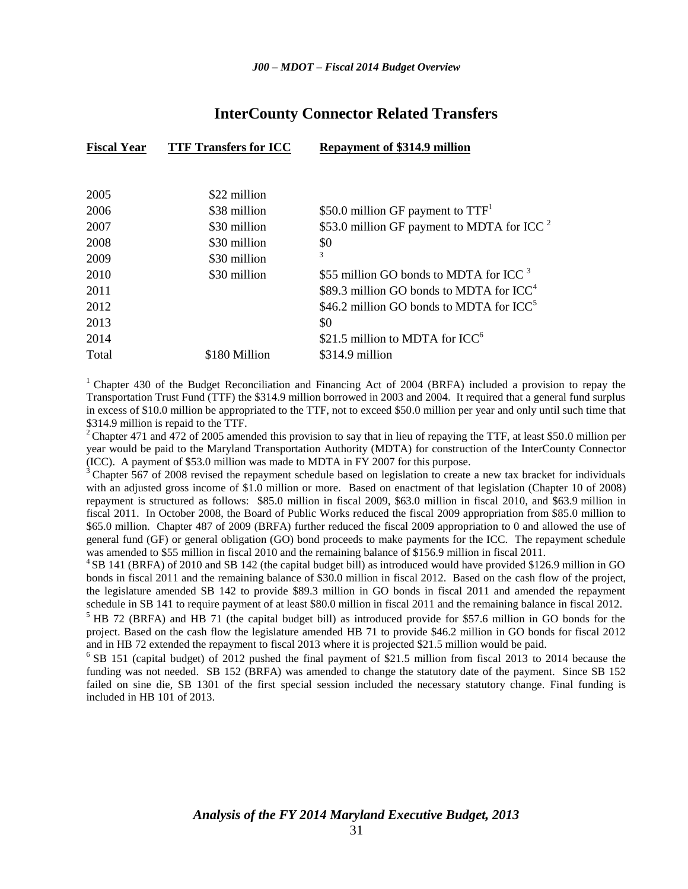## InterCounty Connector Related Transfers

| Fiscal Year | TTF Transfers for ICC | Repayment of $314.9 million |
|---|---|---|
| 2005 | $22 million | |
| 2006 | $38 million | $50.0 million GF payment to TTF[1] |
| 2007 | $30 million | $53.0 million GF payment to MDTA for ICC [2] |
| 2008 | $30 million | $0 |
| 2009 | $30 million | [3] |
| 2010 | $30 million | $55 million GO bonds to MDTA for ICC [3] |
| 2011 | | $89.3 million GO bonds to MDTA for ICC[4] |
| 2012 | | $46.2 million GO bonds to MDTA for ICC[5] |
| 2013 | | $0 |
| 2014 | | $21.5 million to MDTA for ICC[6] |
| Total | $180 Million | $314.9 million |

[1] Chapter 430 of the Budget Reconciliation and Financing Act of 2004 (BRFA) included a provision to repay the Transportation Trust Fund (TTF) the $314.9 million borrowed in 2003 and 2004. It required that a general fund surplus in excess of $10.0 million be appropriated to the TTF, not to exceed $50.0 million per year and only until such time that $314.9 million is repaid to the TTF.

[2] Chapter 471 and 472 of 2005 amended this provision to say that in lieu of repaying the TTF, at least $50.0 million per year would be paid to the Maryland Transportation Authority (MDTA) for construction of the InterCounty Connector (ICC). A payment of $53.0 million was made to MDTA in FY 2007 for this purpose.

[3] Chapter 567 of 2008 revised the repayment schedule based on legislation to create a new tax bracket for individuals with an adjusted gross income of $1.0 million or more. Based on enactment of that legislation (Chapter 10 of 2008) repayment is structured as follows: $85.0 million in fiscal 2009, $63.0 million in fiscal 2010, and $63.9 million in fiscal 2011. In October 2008, the Board of Public Works reduced the fiscal 2009 appropriation from $85.0 million to $65.0 million. Chapter 487 of 2009 (BRFA) further reduced the fiscal 2009 appropriation to 0 and allowed the use of general fund (GF) or general obligation (GO) bond proceeds to make payments for the ICC. The repayment schedule was amended to $55 million in fiscal 2010 and the remaining balance of $156.9 million in fiscal 2011.

[4] SB 141 (BRFA) of 2010 and SB 142 (the capital budget bill) as introduced would have provided $126.9 million in GO bonds in fiscal 2011 and the remaining balance of $30.0 million in fiscal 2012. Based on the cash flow of the project, the legislature amended SB 142 to provide $89.3 million in GO bonds in fiscal 2011 and amended the repayment schedule in SB 141 to require payment of at least $80.0 million in fiscal 2011 and the remaining balance in fiscal 2012.

[5] HB 72 (BRFA) and HB 71 (the capital budget bill) as introduced provide for $57.6 million in GO bonds for the project. Based on the cash flow the legislature amended HB 71 to provide $46.2 million in GO bonds for fiscal 2012 and in HB 72 extended the repayment to fiscal 2013 where it is projected $21.5 million would be paid.

[6] SB 151 (capital budget) of 2012 pushed the final payment of $21.5 million from fiscal 2013 to 2014 because the funding was not needed. SB 152 (BRFA) was amended to change the statutory date of the payment. Since SB 152 failed on sine die, SB 1301 of the first special session included the necessary statutory change. Final funding is included in HB 101 of 2013.